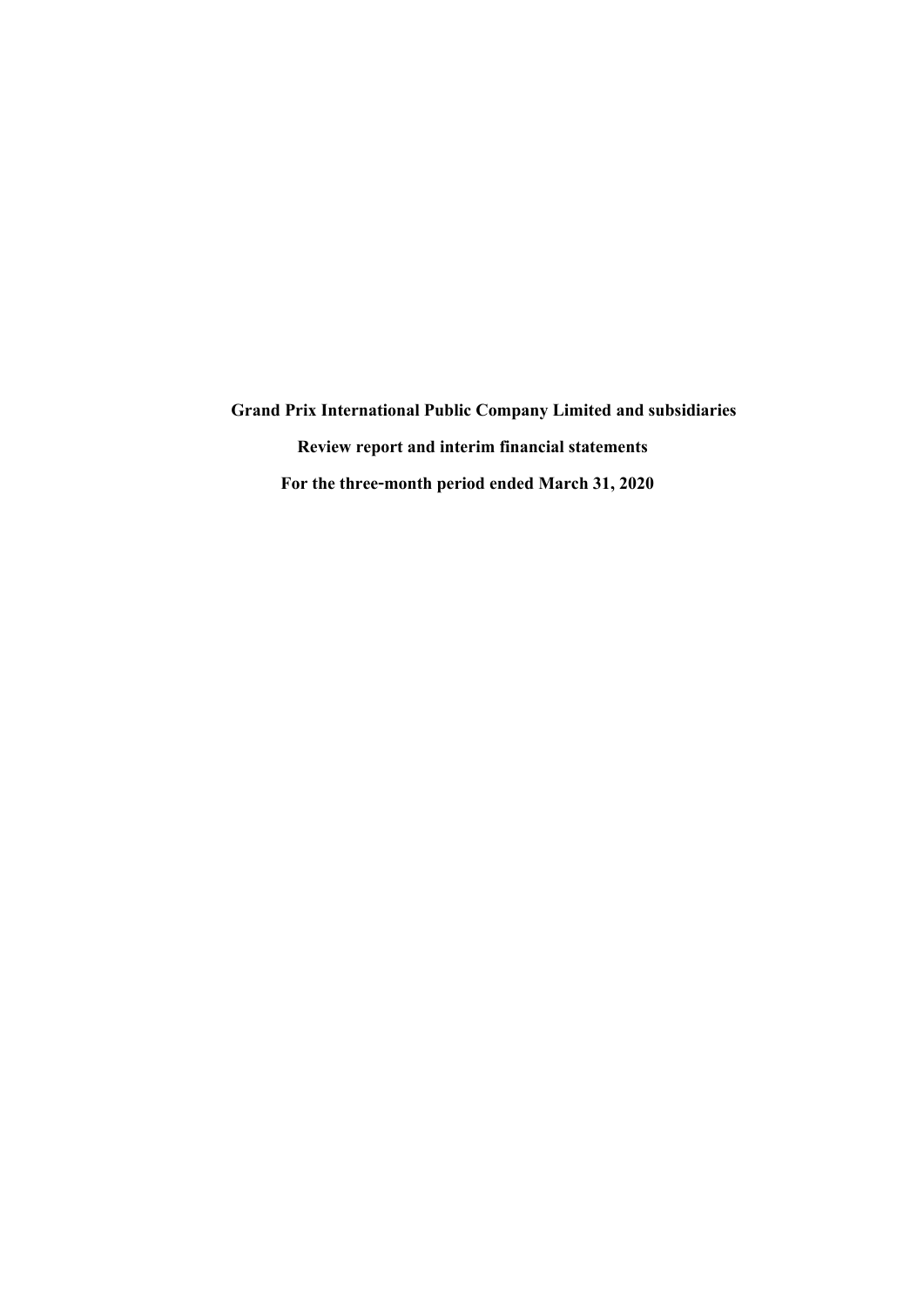**Grand Prix International Public Company Limited and subsidiaries**

**Review report and interim financial statements**

**For the three-month period ended March 31, 2020**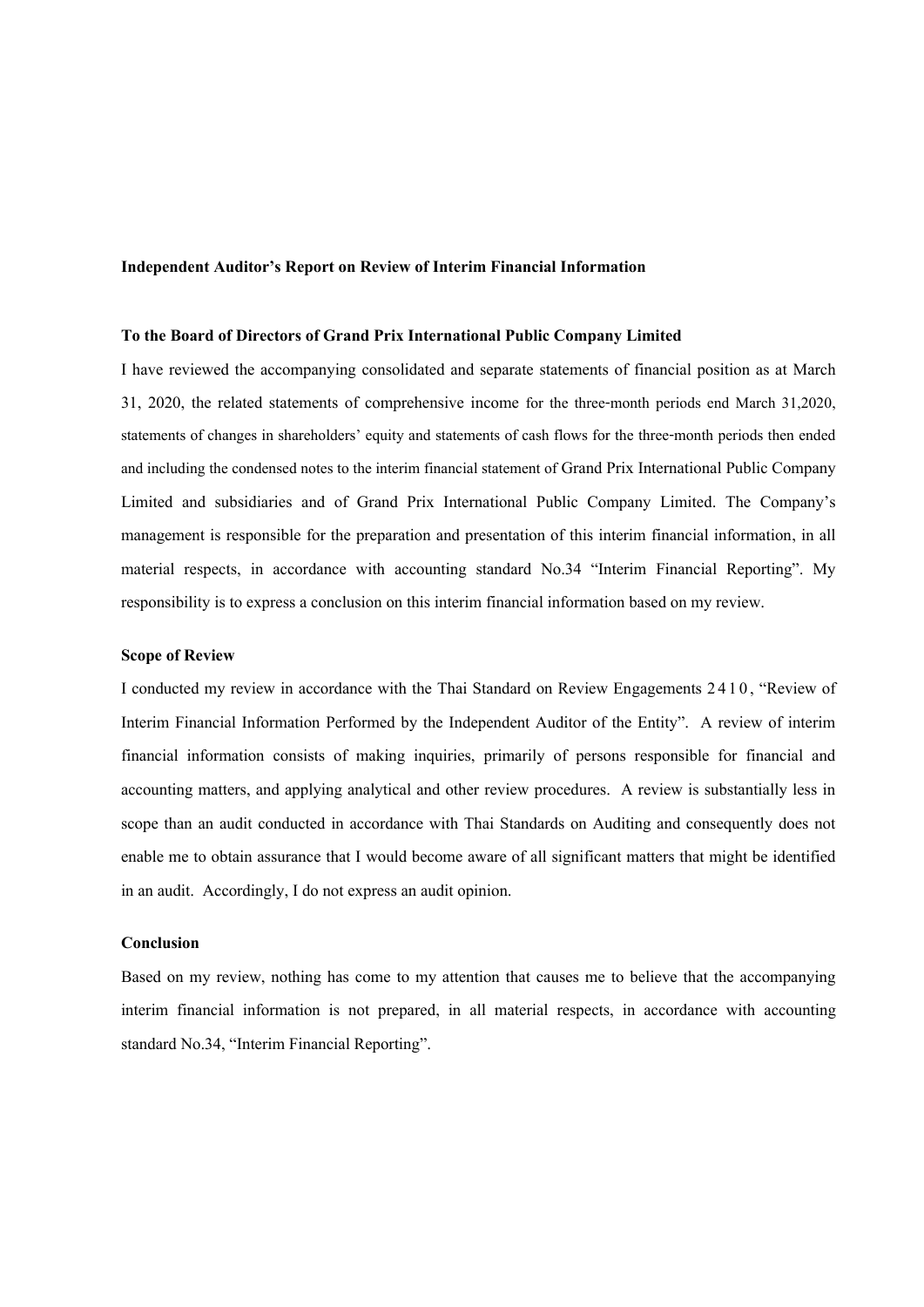**Independent Auditor's Report on Review of Interim Financial Information**

**To the Board of Directors of Grand Prix International Public Company Limited**

I have reviewed the accompanying consolidated and separate statements of financial position as at March 31, 2020, the related statements of comprehensive income for the three-month periods end March 31,2020, statements of changes in shareholders' equity and statements of cash flows for the three-month periods then ended and including the condensed notes to the interim financial statement of Grand Prix International Public Company Limited and subsidiaries and of Grand Prix International Public Company Limited. The Company's management is responsible for the preparation and presentation of this interim financial information, in all material respects, in accordance with accounting standard No.34 "Interim Financial Reporting". My responsibility is to express a conclusion on this interim financial information based on my review.

**Scope of Review**

I conducted my review in accordance with the Thai Standard on Review Engagements 2410, "Review of Interim Financial Information Performed by the Independent Auditor of the Entity". A review of interim financial information consists of making inquiries, primarily of persons responsible for financial and accounting matters, and applying analytical and other review procedures. A review is substantially less in scope than an audit conducted in accordance with Thai Standards on Auditing and consequently does not enable me to obtain assurance that I would become aware of all significant matters that might be identified in an audit. Accordingly, I do not express an audit opinion.

**Conclusion**

Based on my review, nothing has come to my attention that causes me to believe that the accompanying interim financial information is not prepared, in all material respects, in accordance with accounting standard No.34, "Interim Financial Reporting".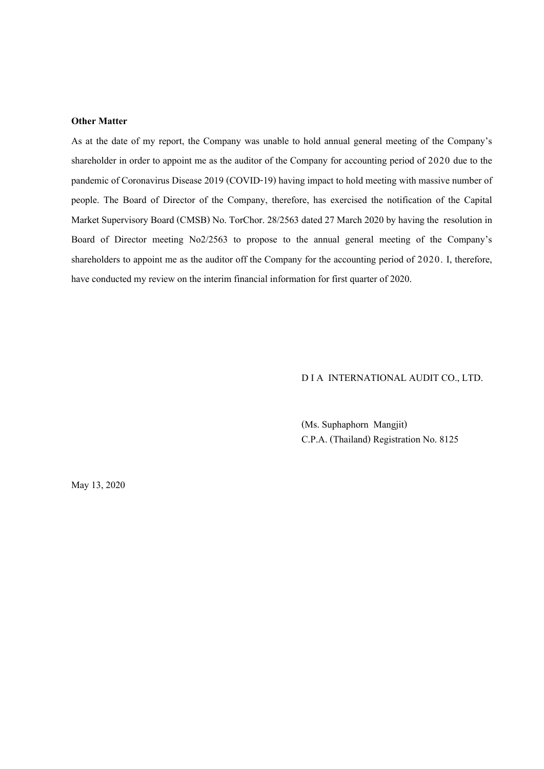**Other Matter**

As at the date of my report, the Company was unable to hold annual general meeting of the Company's shareholder in order to appoint me as the auditor of the Company for accounting period of 2020 due to the pandemic of Coronavirus Disease 2019 (COVID-19) having impact to hold meeting with massive number of people. The Board of Director of the Company, therefore, has exercised the notification of the Capital Market Supervisory Board (CMSB) No. TorChor. 28/2563 dated 27 March 2020 by having the resolution in Board of Director meeting No2/2563 to propose to the annual general meeting of the Company's shareholders to appoint me as the auditor off the Company for the accounting period of 2020. I, therefore, have conducted my review on the interim financial information for first quarter of 2020.

D I A INTERNATIONAL AUDIT CO., LTD.

(Ms. Suphaphorn Mangjit)
C.P.A. (Thailand) Registration No. 8125

May 13, 2020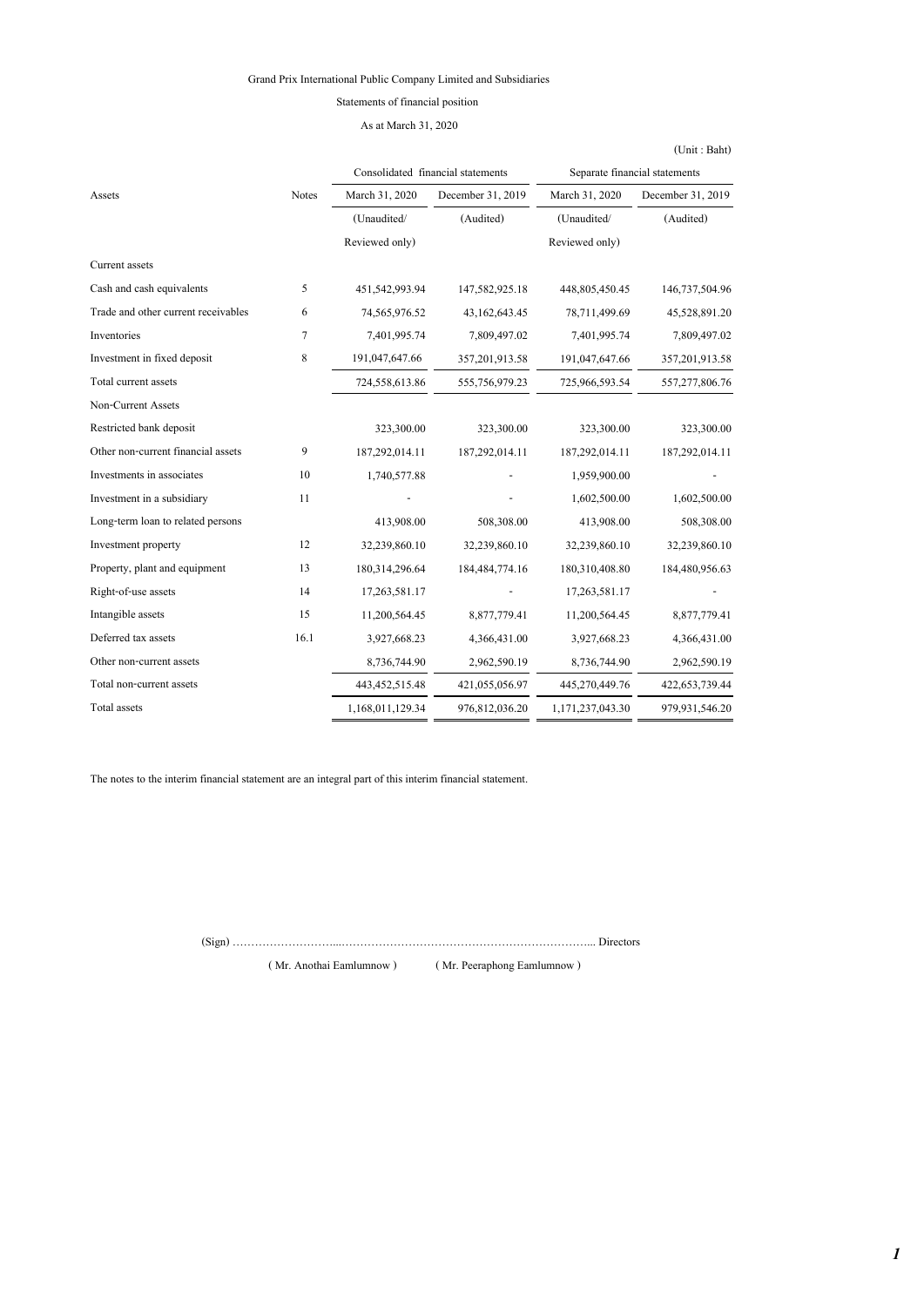Grand Prix International Public Company Limited and Subsidiaries

Statements of financial position

As at March 31, 2020

(Unit : Baht)

| Assets | Notes | Consolidated financial statements | | Separate financial statements | |
|---|---|---|---|---|---|
| | | March 31, 2020 | December 31, 2019 | March 31, 2020 | December 31, 2019 |
| | | (Unaudited/ Reviewed only) | (Audited) | (Unaudited/ Reviewed only) | (Audited) |
| Current assets | | | | | |
| Cash and cash equivalents | 5 | 451,542,993.94 | 147,582,925.18 | 448,805,450.45 | 146,737,504.96 |
| Trade and other current receivables | 6 | 74,565,976.52 | 43,162,643.45 | 78,711,499.69 | 45,528,891.20 |
| Inventories | 7 | 7,401,995.74 | 7,809,497.02 | 7,401,995.74 | 7,809,497.02 |
| Investment in fixed deposit | 8 | 191,047,647.66 | 357,201,913.58 | 191,047,647.66 | 357,201,913.58 |
| Total current assets | | 724,558,613.86 | 555,756,979.23 | 725,966,593.54 | 557,277,806.76 |
| Non-Current Assets | | | | | |
| Restricted bank deposit | | 323,300.00 | 323,300.00 | 323,300.00 | 323,300.00 |
| Other non-current financial assets | 9 | 187,292,014.11 | 187,292,014.11 | 187,292,014.11 | 187,292,014.11 |
| Investments in associates | 10 | 1,740,577.88 | - | 1,959,900.00 | - |
| Investment in a subsidiary | 11 | - | - | 1,602,500.00 | 1,602,500.00 |
| Long-term loan to related persons | | 413,908.00 | 508,308.00 | 413,908.00 | 508,308.00 |
| Investment property | 12 | 32,239,860.10 | 32,239,860.10 | 32,239,860.10 | 32,239,860.10 |
| Property, plant and equipment | 13 | 180,314,296.64 | 184,484,774.16 | 180,310,408.80 | 184,480,956.63 |
| Right-of-use assets | 14 | 17,263,581.17 | - | 17,263,581.17 | - |
| Intangible assets | 15 | 11,200,564.45 | 8,877,779.41 | 11,200,564.45 | 8,877,779.41 |
| Deferred tax assets | 16.1 | 3,927,668.23 | 4,366,431.00 | 3,927,668.23 | 4,366,431.00 |
| Other non-current assets | | 8,736,744.90 | 2,962,590.19 | 8,736,744.90 | 2,962,590.19 |
| Total non-current assets | | 443,452,515.48 | 421,055,056.97 | 445,270,449.76 | 422,653,739.44 |
| Total assets | | 1,168,011,129.34 | 976,812,036.20 | 1,171,237,043.30 | 979,931,546.20 |

The notes to the interim financial statement are an integral part of this interim financial statement.

(Sign) ……………………...………………………………………………………... Directors

( Mr. Anothai Eamlumnow ) ( Mr. Peeraphong Eamlumnow )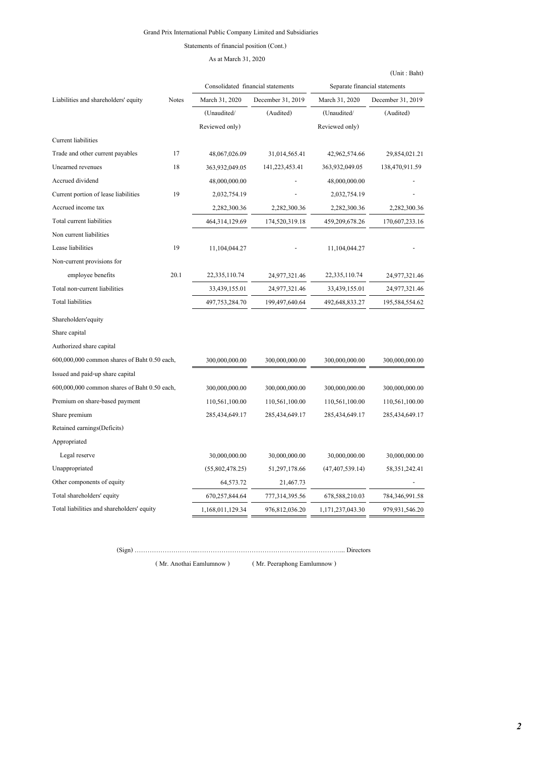Grand Prix International Public Company Limited and Subsidiaries

Statements of financial position (Cont.)

As at March 31, 2020

(Unit : Baht)

| Liabilities and shareholders' equity | Notes | Consolidated financial statements | | Separate financial statements | |
|---|---|---|---|---|---|
| | | March 31, 2020 | December 31, 2019 | March 31, 2020 | December 31, 2019 |
| | | (Unaudited/ Reviewed only) | (Audited) | (Unaudited/ Reviewed only) | (Audited) |
| Current liabilities | | | | | |
| Trade and other current payables | 17 | 48,067,026.09 | 31,014,565.41 | 42,962,574.66 | 29,854,021.21 |
| Unearned revenues | 18 | 363,932,049.05 | 141,223,453.41 | 363,932,049.05 | 138,470,911.59 |
| Accrued dividend | | 48,000,000.00 | - | 48,000,000.00 | - |
| Current portion of lease liabilities | 19 | 2,032,754.19 | - | 2,032,754.19 | - |
| Accrued income tax | | 2,282,300.36 | 2,282,300.36 | 2,282,300.36 | 2,282,300.36 |
| Total current liabilities | | 464,314,129.69 | 174,520,319.18 | 459,209,678.26 | 170,607,233.16 |
| Non current liabilities | | | | | |
| Lease liabilities | 19 | 11,104,044.27 | - | 11,104,044.27 | - |
| Non-current provisions for employee benefits | 20.1 | 22,335,110.74 | 24,977,321.46 | 22,335,110.74 | 24,977,321.46 |
| Total non-current liabilities | | 33,439,155.01 | 24,977,321.46 | 33,439,155.01 | 24,977,321.46 |
| Total liabilities | | 497,753,284.70 | 199,497,640.64 | 492,648,833.27 | 195,584,554.62 |
| Shareholders'equity | | | | | |
| Share capital | | | | | |
| Authorized share capital | | | | | |
| 600,000,000 common shares of Baht 0.50 each, | | 300,000,000.00 | 300,000,000.00 | 300,000,000.00 | 300,000,000.00 |
| Issued and paid-up share capital | | | | | |
| 600,000,000 common shares of Baht 0.50 each, | | 300,000,000.00 | 300,000,000.00 | 300,000,000.00 | 300,000,000.00 |
| Premium on share-based payment | | 110,561,100.00 | 110,561,100.00 | 110,561,100.00 | 110,561,100.00 |
| Share premium | | 285,434,649.17 | 285,434,649.17 | 285,434,649.17 | 285,434,649.17 |
| Retained earnings(Deficits) | | | | | |
| Appropriated | | | | | |
| Legal reserve | | 30,000,000.00 | 30,000,000.00 | 30,000,000.00 | 30,000,000.00 |
| Unappropriated | | (55,802,478.25) | 51,297,178.66 | (47,407,539.14) | 58,351,242.41 |
| Other components of equity | | 64,573.72 | 21,467.73 | | - |
| Total shareholders' equity | | 670,257,844.64 | 777,314,395.56 | 678,588,210.03 | 784,346,991.58 |
| Total liabilities and shareholders' equity | | 1,168,011,129.34 | 976,812,036.20 | 1,171,237,043.30 | 979,931,546.20 |

(Sign) ……………………...…………………………………………………………... Directors

( Mr. Anothai Eamlumnow ) ( Mr. Peeraphong Eamlumnow )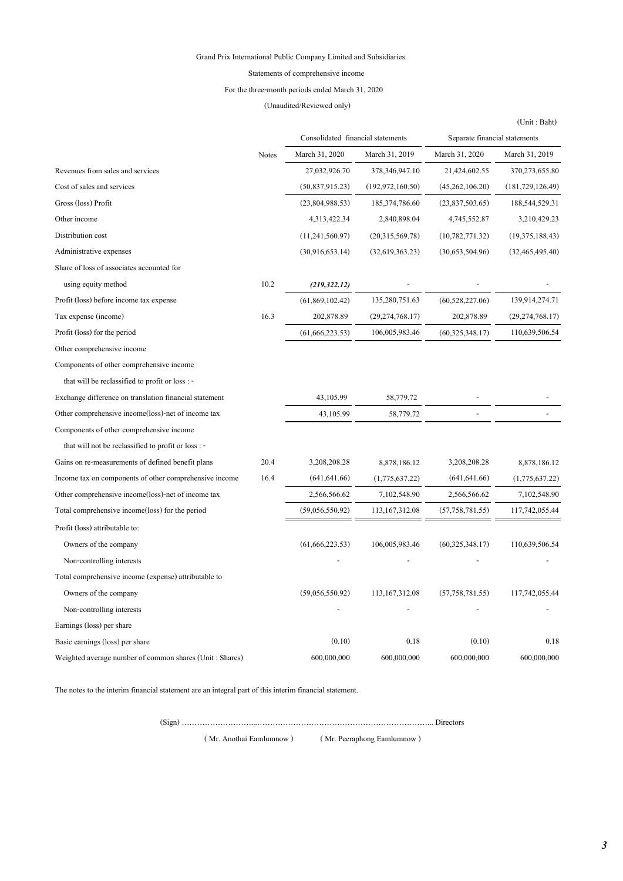Grand Prix International Public Company Limited and Subsidiaries

Statements of comprehensive income

For the three-month periods ended March 31, 2020

(Unaudited/Reviewed only)

(Unit : Baht)

| | Notes | Consolidated financial statements | | Separate financial statements | |
|---|---|---|---|---|---|
| | | March 31, 2020 | March 31, 2019 | March 31, 2020 | March 31, 2019 |
| Revenues from sales and services | | 27,032,926.70 | 378,346,947.10 | 21,424,602.55 | 370,273,655.80 |
| Cost of sales and services | | (50,837,915.23) | (192,972,160.50) | (45,262,106.20) | (181,729,126.49) |
| Gross (loss) Profit | | (23,804,988.53) | 185,374,786.60 | (23,837,503.65) | 188,544,529.31 |
| Other income | | 4,313,422.34 | 2,840,898.04 | 4,745,552.87 | 3,210,429.23 |
| Distribution cost | | (11,241,560.97) | (20,315,569.78) | (10,782,771.32) | (19,375,188.43) |
| Administrative expenses | | (30,916,653.14) | (32,619,363.23) | (30,653,504.96) | (32,465,495.40) |
| Share of loss of associates accounted for | | | | | |
| using equity method | 10.2 | ***(219,322.12)*** | - | - | - |
| Profit (loss) before income tax expense | | (61,869,102.42) | 135,280,751.63 | (60,528,227.06) | 139,914,274.71 |
| Tax expense (income) | 16.3 | 202,878.89 | (29,274,768.17) | 202,878.89 | (29,274,768.17) |
| Profit (loss) for the period | | (61,666,223.53) | 106,005,983.46 | (60,325,348.17) | 110,639,506.54 |
| Other comprehensive income | | | | | |
| Components of other comprehensive income | | | | | |
| that will be reclassified to profit or loss : - | | | | | |
| Exchange difference on translation financial statement | | 43,105.99 | 58,779.72 | - | - |
| Other comprehensive income(loss)-net of income tax | | 43,105.99 | 58,779.72 | - | - |
| Components of other comprehensive income | | | | | |
| that will not be reclassified to profit or loss : - | | | | | |
| Gains on re-measurements of defined benefit plans | 20.4 | 3,208,208.28 | 8,878,186.12 | 3,208,208.28 | 8,878,186.12 |
| Income tax on components of other comprehensive income | 16.4 | (641,641.66) | (1,775,637.22) | (641,641.66) | (1,775,637.22) |
| Other comprehensive income(loss)-net of income tax | | 2,566,566.62 | 7,102,548.90 | 2,566,566.62 | 7,102,548.90 |
| Total comprehensive income(loss) for the period | | (59,056,550.92) | 113,167,312.08 | (57,758,781.55) | 117,742,055.44 |
| Profit (loss) attributable to: | | | | | |
| Owners of the company | | (61,666,223.53) | 106,005,983.46 | (60,325,348.17) | 110,639,506.54 |
| Non-controlling interests | | - | - | - | - |
| Total comprehensive income (expense) attributable to | | | | | |
| Owners of the company | | (59,056,550.92) | 113,167,312.08 | (57,758,781.55) | 117,742,055.44 |
| Non-controlling interests | | - | - | - | - |
| Earnings (loss) per share | | | | | |
| Basic earnings (loss) per share | | (0.10) | 0.18 | (0.10) | 0.18 |
| Weighted average number of common shares (Unit : Shares) | | 600,000,000 | 600,000,000 | 600,000,000 | 600,000,000 |

The notes to the interim financial statement are an integral part of this interim financial statement.

(Sign) ……………………………………………………………………………………….. Directors

( Mr. Anothai Eamlumnow )   ( Mr. Peeraphong Eamlumnow )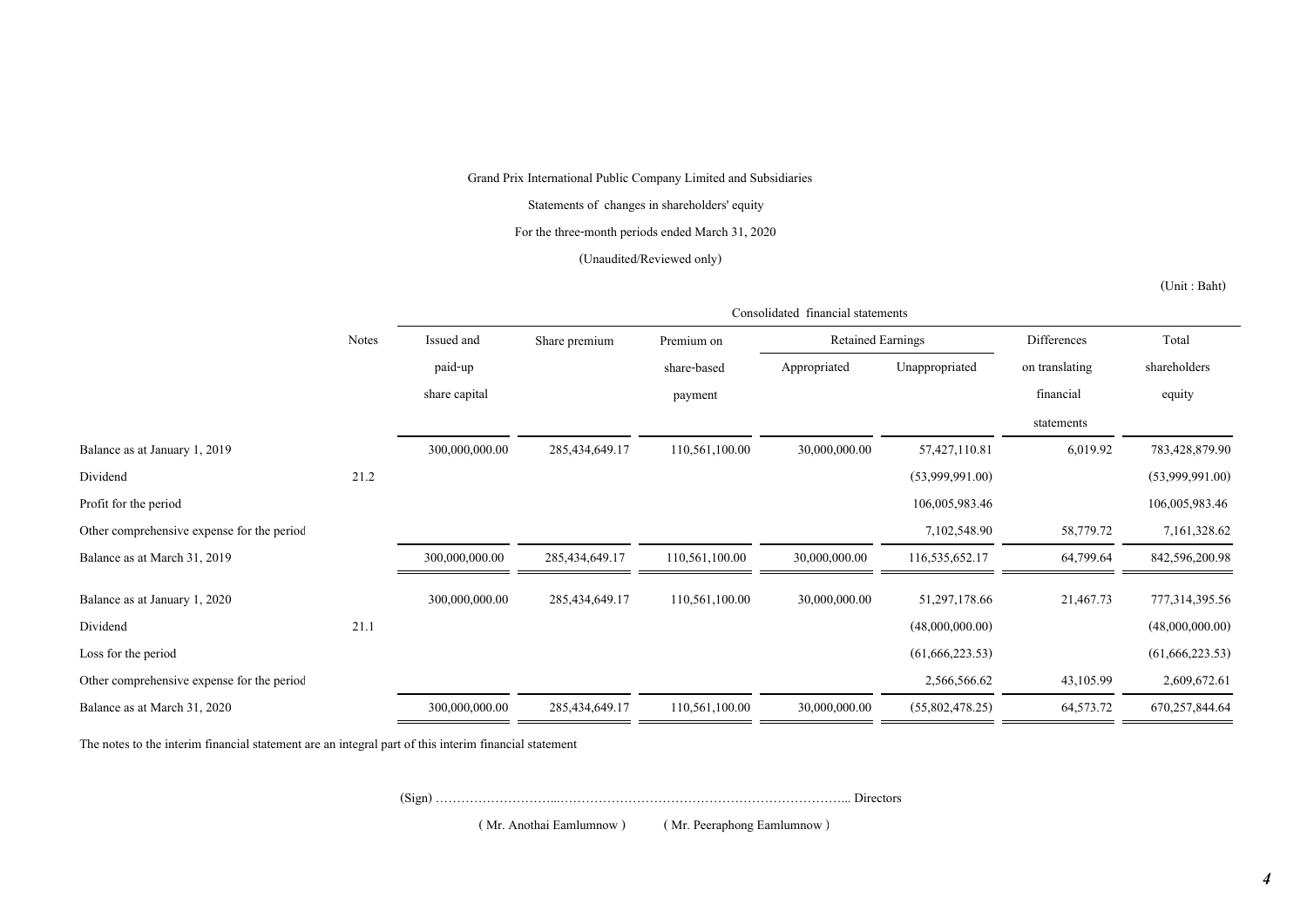Grand Prix International Public Company Limited and Subsidiaries

Statements of changes in shareholders' equity

For the three-month periods ended March 31, 2020

(Unaudited/Reviewed only)

(Unit : Baht)

| | Notes | Consolidated financial statements | | | | | | |
|---|---|---|---|---|---|---|---|---|
| | | Issued and paid-up share capital | Share premium | Premium on share-based payment | Retained Earnings | | Differences on translating financial statements | Total shareholders equity |
| | | | | | Appropriated | Unappropriated | | |
| Balance as at January 1, 2019 | | 300,000,000.00 | 285,434,649.17 | 110,561,100.00 | 30,000,000.00 | 57,427,110.81 | 6,019.92 | 783,428,879.90 |
| Dividend | 21.2 | | | | | (53,999,991.00) | | (53,999,991.00) |
| Profit for the period | | | | | | 106,005,983.46 | | 106,005,983.46 |
| Other comprehensive expense for the period | | | | | | 7,102,548.90 | 58,779.72 | 7,161,328.62 |
| Balance as at March 31, 2019 | | 300,000,000.00 | 285,434,649.17 | 110,561,100.00 | 30,000,000.00 | 116,535,652.17 | 64,799.64 | 842,596,200.98 |
| Balance as at January 1, 2020 | | 300,000,000.00 | 285,434,649.17 | 110,561,100.00 | 30,000,000.00 | 51,297,178.66 | 21,467.73 | 777,314,395.56 |
| Dividend | 21.1 | | | | | (48,000,000.00) | | (48,000,000.00) |
| Loss for the period | | | | | | (61,666,223.53) | | (61,666,223.53) |
| Other comprehensive expense for the period | | | | | | 2,566,566.62 | 43,105.99 | 2,609,672.61 |
| Balance as at March 31, 2020 | | 300,000,000.00 | 285,434,649.17 | 110,561,100.00 | 30,000,000.00 | (55,802,478.25) | 64,573.72 | 670,257,844.64 |

The notes to the interim financial statement are an integral part of this interim financial statement

(Sign) ………………………...……………………………………………………….. Directors

( Mr. Anothai Eamlumnow ) ( Mr. Peeraphong Eamlumnow )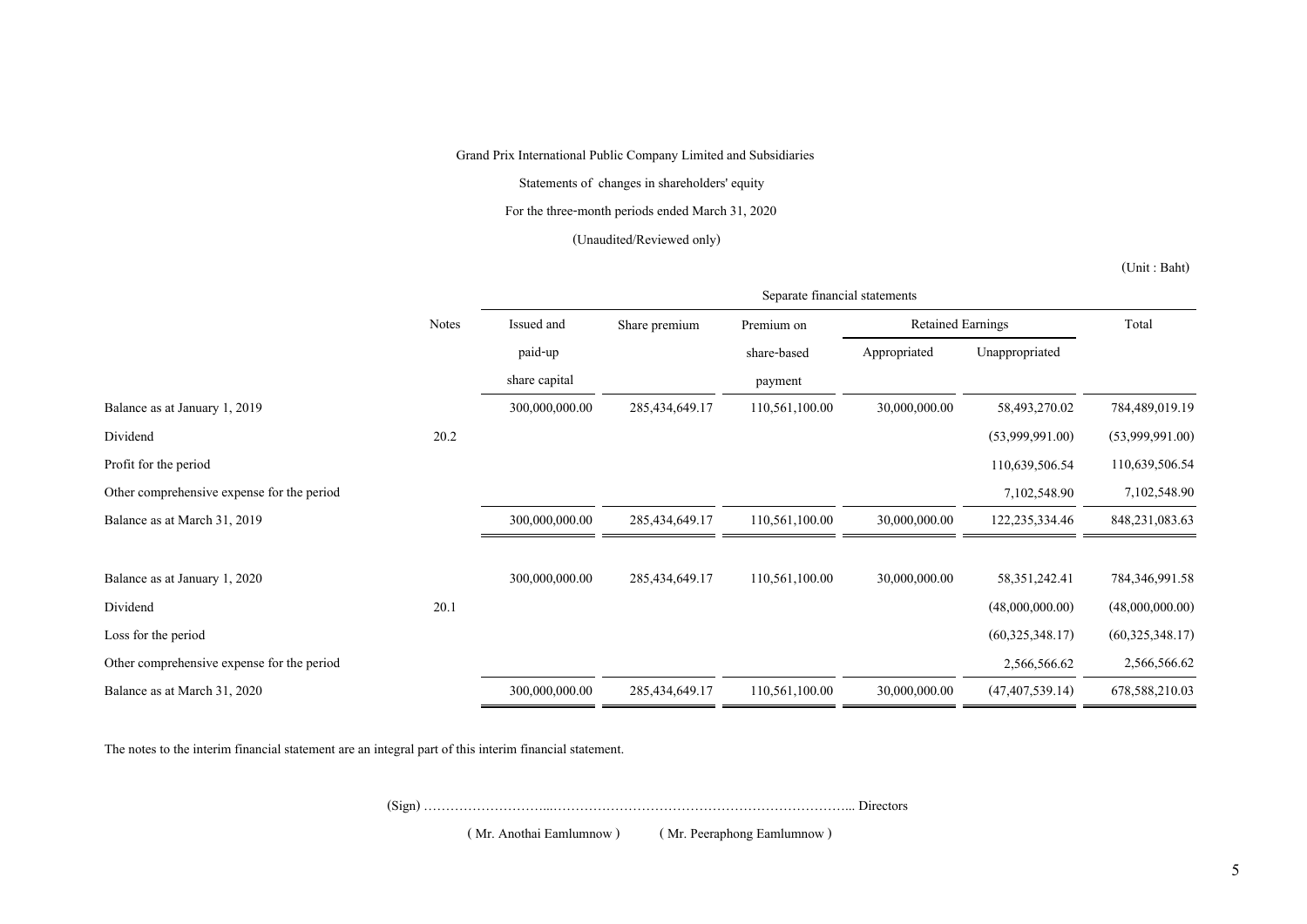Grand Prix International Public Company Limited and Subsidiaries

Statements of changes in shareholders' equity

For the three-month periods ended March 31, 2020

(Unaudited/Reviewed only)

(Unit : Baht)

| | Notes | Separate financial statements | | | | | |
|---|---|---|---|---|---|---|---|
| | | Issued and paid-up share capital | Share premium | Premium on share-based payment | Retained Earnings | | Total |
| | | | | | Appropriated | Unappropriated | |
| Balance as at January 1, 2019 | | 300,000,000.00 | 285,434,649.17 | 110,561,100.00 | 30,000,000.00 | 58,493,270.02 | 784,489,019.19 |
| Dividend | 20.2 | | | | | (53,999,991.00) | (53,999,991.00) |
| Profit for the period | | | | | | 110,639,506.54 | 110,639,506.54 |
| Other comprehensive expense for the period | | | | | | 7,102,548.90 | 7,102,548.90 |
| Balance as at March 31, 2019 | | 300,000,000.00 | 285,434,649.17 | 110,561,100.00 | 30,000,000.00 | 122,235,334.46 | 848,231,083.63 |
| | | | | | | | |
| Balance as at January 1, 2020 | | 300,000,000.00 | 285,434,649.17 | 110,561,100.00 | 30,000,000.00 | 58,351,242.41 | 784,346,991.58 |
| Dividend | 20.1 | | | | | (48,000,000.00) | (48,000,000.00) |
| Loss for the period | | | | | | (60,325,348.17) | (60,325,348.17) |
| Other comprehensive expense for the period | | | | | | 2,566,566.62 | 2,566,566.62 |
| Balance as at March 31, 2020 | | 300,000,000.00 | 285,434,649.17 | 110,561,100.00 | 30,000,000.00 | (47,407,539.14) | 678,588,210.03 |

The notes to the interim financial statement are an integral part of this interim financial statement.

(Sign) ……………………...………………………………………………………... Directors

( Mr. Anothai Eamlumnow ) ( Mr. Peeraphong Eamlumnow )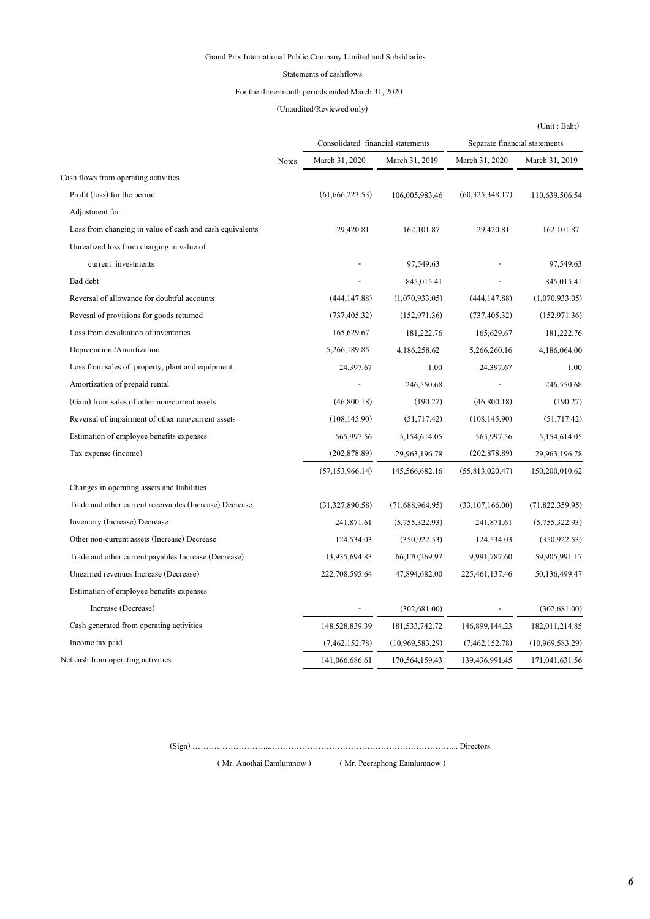Grand Prix International Public Company Limited and Subsidiaries

Statements of cashflows

For the three-month periods ended March 31, 2020

(Unaudited/Reviewed only)

(Unit : Baht)

| | Notes | Consolidated financial statements | | Separate financial statements | |
|---|---|---|---|---|---|
| | | March 31, 2020 | March 31, 2019 | March 31, 2020 | March 31, 2019 |
| Cash flows from operating activities | | | | | |
| Profit (loss) for the period | | (61,666,223.53) | 106,005,983.46 | (60,325,348.17) | 110,639,506.54 |
| Adjustment for : | | | | | |
| Loss from changing in value of cash and cash equivalents | | 29,420.81 | 162,101.87 | 29,420.81 | 162,101.87 |
| Unrealized loss from charging in value of | | | | | |
| current investments | | - | 97,549.63 | - | 97,549.63 |
| Bad debt | | - | 845,015.41 | - | 845,015.41 |
| Reversal of allowance for doubtful accounts | | (444,147.88) | (1,070,933.05) | (444,147.88) | (1,070,933.05) |
| Revesal of provisions for goods returned | | (737,405.32) | (152,971.36) | (737,405.32) | (152,971.36) |
| Loss from devaluation of inventories | | 165,629.67 | 181,222.76 | 165,629.67 | 181,222.76 |
| Depreciation /Amortization | | 5,266,189.85 | 4,186,258.62 | 5,266,260.16 | 4,186,064.00 |
| Loss from sales of property, plant and equipment | | 24,397.67 | 1.00 | 24,397.67 | 1.00 |
| Amortization of prepaid rental | | - | 246,550.68 | - | 246,550.68 |
| (Gain) from sales of other non-current assets | | (46,800.18) | (190.27) | (46,800.18) | (190.27) |
| Reversal of impairment of other non-current assets | | (108,145.90) | (51,717.42) | (108,145.90) | (51,717.42) |
| Estimation of employee benefits expenses | | 565,997.56 | 5,154,614.05 | 565,997.56 | 5,154,614.05 |
| Tax expense (income) | | (202,878.89) | 29,963,196.78 | (202,878.89) | 29,963,196.78 |
| | | (57,153,966.14) | 145,566,682.16 | (55,813,020.47) | 150,200,010.62 |
| Changes in operating assets and liabilities | | | | | |
| Trade and other current receivables (Increase) Decrease | | (31,327,890.58) | (71,688,964.95) | (33,107,166.00) | (71,822,359.95) |
| Inventory (Increase) Decrease | | 241,871.61 | (5,755,322.93) | 241,871.61 | (5,755,322.93) |
| Other non-current assets (Increase) Decrease | | 124,534.03 | (350,922.53) | 124,534.03 | (350,922.53) |
| Trade and other current payables Increase (Decrease) | | 13,935,694.83 | 66,170,269.97 | 9,991,787.60 | 59,905,991.17 |
| Unearned revenues Increase (Decrease) | | 222,708,595.64 | 47,894,682.00 | 225,461,137.46 | 50,136,499.47 |
| Estimation of employee benefits expenses | | | | | |
| Increase (Decrease) | | - | (302,681.00) | - | (302,681.00) |
| Cash generated from operating activities | | 148,528,839.39 | 181,533,742.72 | 146,899,144.23 | 182,011,214.85 |
| Income tax paid | | (7,462,152.78) | (10,969,583.29) | (7,462,152.78) | (10,969,583.29) |
| Net cash from operating activities | | 141,066,686.61 | 170,564,159.43 | 139,436,991.45 | 171,041,631.56 |

(Sign) ……………………….…………………………………………………………... Directors

( Mr. Anothai Eamlumnow )   ( Mr. Peeraphong Eamlumnow )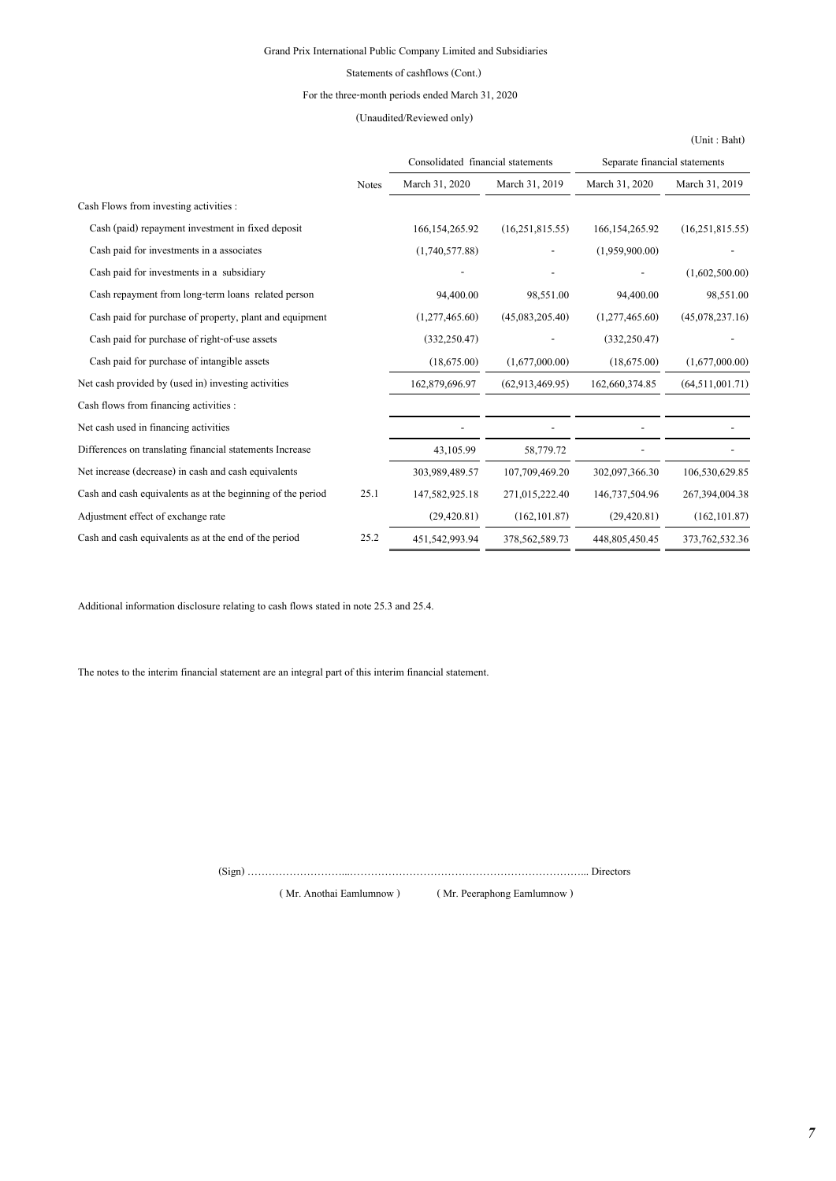Grand Prix International Public Company Limited and Subsidiaries

Statements of cashflows (Cont.)

For the three-month periods ended March 31, 2020

(Unaudited/Reviewed only)

(Unit : Baht)

| | Notes | Consolidated financial statements | | Separate financial statements | |
|---|---|---|---|---|---|
| | | March 31, 2020 | March 31, 2019 | March 31, 2020 | March 31, 2019 |
| Cash Flows from investing activities : | | | | | |
| Cash (paid) repayment investment in fixed deposit | | 166,154,265.92 | (16,251,815.55) | 166,154,265.92 | (16,251,815.55) |
| Cash paid for investments in a associates | | (1,740,577.88) | - | (1,959,900.00) | - |
| Cash paid for investments in a subsidiary | | - | - | - | (1,602,500.00) |
| Cash repayment from long-term loans related person | | 94,400.00 | 98,551.00 | 94,400.00 | 98,551.00 |
| Cash paid for purchase of property, plant and equipment | | (1,277,465.60) | (45,083,205.40) | (1,277,465.60) | (45,078,237.16) |
| Cash paid for purchase of right-of-use assets | | (332,250.47) | - | (332,250.47) | - |
| Cash paid for purchase of intangible assets | | (18,675.00) | (1,677,000.00) | (18,675.00) | (1,677,000.00) |
| Net cash provided by (used in) investing activities | | 162,879,696.97 | (62,913,469.95) | 162,660,374.85 | (64,511,001.71) |
| Cash flows from financing activities : | | | | | |
| Net cash used in financing activities | | - | - | - | - |
| Differences on translating financial statements Increase | | 43,105.99 | 58,779.72 | - | - |
| Net increase (decrease) in cash and cash equivalents | | 303,989,489.57 | 107,709,469.20 | 302,097,366.30 | 106,530,629.85 |
| Cash and cash equivalents as at the beginning of the period | 25.1 | 147,582,925.18 | 271,015,222.40 | 146,737,504.96 | 267,394,004.38 |
| Adjustment effect of exchange rate | | (29,420.81) | (162,101.87) | (29,420.81) | (162,101.87) |
| Cash and cash equivalents as at the end of the period | 25.2 | 451,542,993.94 | 378,562,589.73 | 448,805,450.45 | 373,762,532.36 |

Additional information disclosure relating to cash flows stated in note 25.3 and 25.4.

The notes to the interim financial statement are an integral part of this interim financial statement.

(Sign) ……………………………………………………………………………………… Directors

( Mr. Anothai Eamlumnow ) ( Mr. Peeraphong Eamlumnow )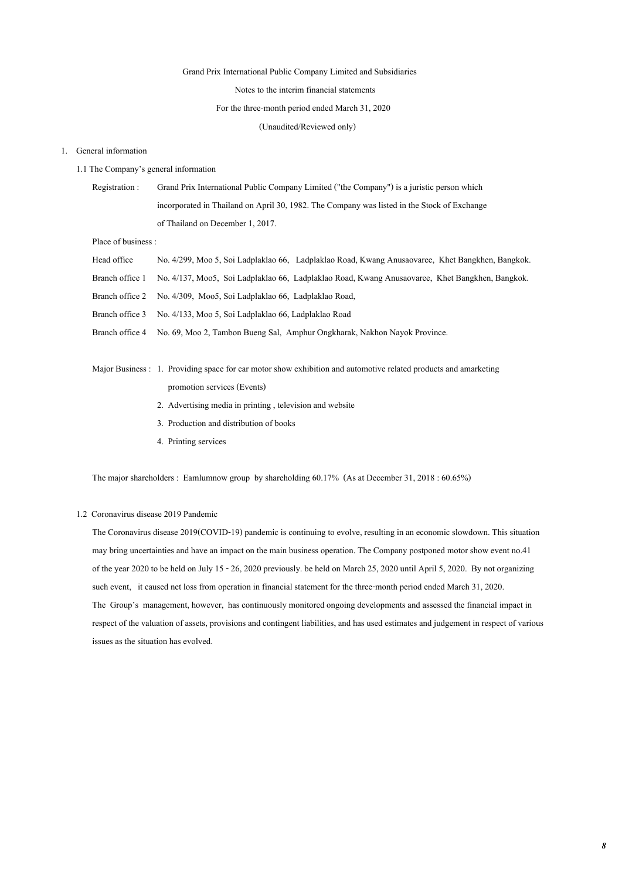Grand Prix International Public Company Limited and Subsidiaries

Notes to the interim financial statements

For the three-month period ended March 31, 2020

(Unaudited/Reviewed only)

1. General information

1.1 The Company's general information

Registration : Grand Prix International Public Company Limited ("the Company") is a juristic person which incorporated in Thailand on April 30, 1982. The Company was listed in the Stock of Exchange of Thailand on December 1, 2017.

Place of business :

Head office No. 4/299, Moo 5, Soi Ladplaklao 66, Ladplaklao Road, Kwang Anusaovaree, Khet Bangkhen, Bangkok.

Branch office 1 No. 4/137, Moo5, Soi Ladplaklao 66, Ladplaklao Road, Kwang Anusaovaree, Khet Bangkhen, Bangkok.

Branch office 2 No. 4/309, Moo5, Soi Ladplaklao 66, Ladplaklao Road,

Branch office 3 No. 4/133, Moo 5, Soi Ladplaklao 66, Ladplaklao Road

Branch office 4 No. 69, Moo 2, Tambon Bueng Sal, Amphur Ongkharak, Nakhon Nayok Province.

Major Business :
1. Providing space for car motor show exhibition and automotive related products and amarketing promotion services (Events)
2. Advertising media in printing , television and website
3. Production and distribution of books
4. Printing services

The major shareholders : Eamlumnow group by shareholding 60.17% (As at December 31, 2018 : 60.65%)

1.2 Coronavirus disease 2019 Pandemic

The Coronavirus disease 2019(COVID-19) pandemic is continuing to evolve, resulting in an economic slowdown. This situation may bring uncertainties and have an impact on the main business operation. The Company postponed motor show event no.41 of the year 2020 to be held on July 15 - 26, 2020 previously. be held on March 25, 2020 until April 5, 2020. By not organizing such event, it caused net loss from operation in financial statement for the three-month period ended March 31, 2020. The Group's management, however, has continuously monitored ongoing developments and assessed the financial impact in respect of the valuation of assets, provisions and contingent liabilities, and has used estimates and judgement in respect of various issues as the situation has evolved.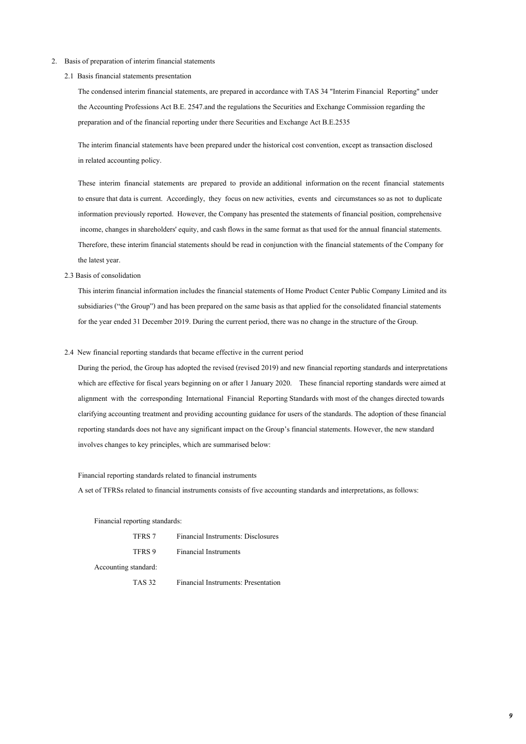2. Basis of preparation of interim financial statements

2.1 Basis financial statements presentation

The condensed interim financial statements, are prepared in accordance with TAS 34 "Interim Financial Reporting" under the Accounting Professions Act B.E. 2547.and the regulations the Securities and Exchange Commission regarding the preparation and of the financial reporting under there Securities and Exchange Act B.E.2535

The interim financial statements have been prepared under the historical cost convention, except as transaction disclosed in related accounting policy.

These interim financial statements are prepared to provide an additional information on the recent financial statements to ensure that data is current. Accordingly, they focus on new activities, events and circumstances so as not to duplicate information previously reported. However, the Company has presented the statements of financial position, comprehensive income, changes in shareholders' equity, and cash flows in the same format as that used for the annual financial statements. Therefore, these interim financial statements should be read in conjunction with the financial statements of the Company for the latest year.

2.3 Basis of consolidation

This interim financial information includes the financial statements of Home Product Center Public Company Limited and its subsidiaries ("the Group") and has been prepared on the same basis as that applied for the consolidated financial statements for the year ended 31 December 2019. During the current period, there was no change in the structure of the Group.

2.4 New financial reporting standards that became effective in the current period

During the period, the Group has adopted the revised (revised 2019) and new financial reporting standards and interpretations which are effective for fiscal years beginning on or after 1 January 2020. These financial reporting standards were aimed at alignment with the corresponding International Financial Reporting Standards with most of the changes directed towards clarifying accounting treatment and providing accounting guidance for users of the standards. The adoption of these financial reporting standards does not have any significant impact on the Group's financial statements. However, the new standard involves changes to key principles, which are summarised below:

Financial reporting standards related to financial instruments

A set of TFRSs related to financial instruments consists of five accounting standards and interpretations, as follows:

Financial reporting standards:

| | |
|---|---|
| TFRS 7 | Financial Instruments: Disclosures |
| TFRS 9 | Financial Instruments |

Accounting standard:

| | |
|---|---|
| TAS 32 | Financial Instruments: Presentation |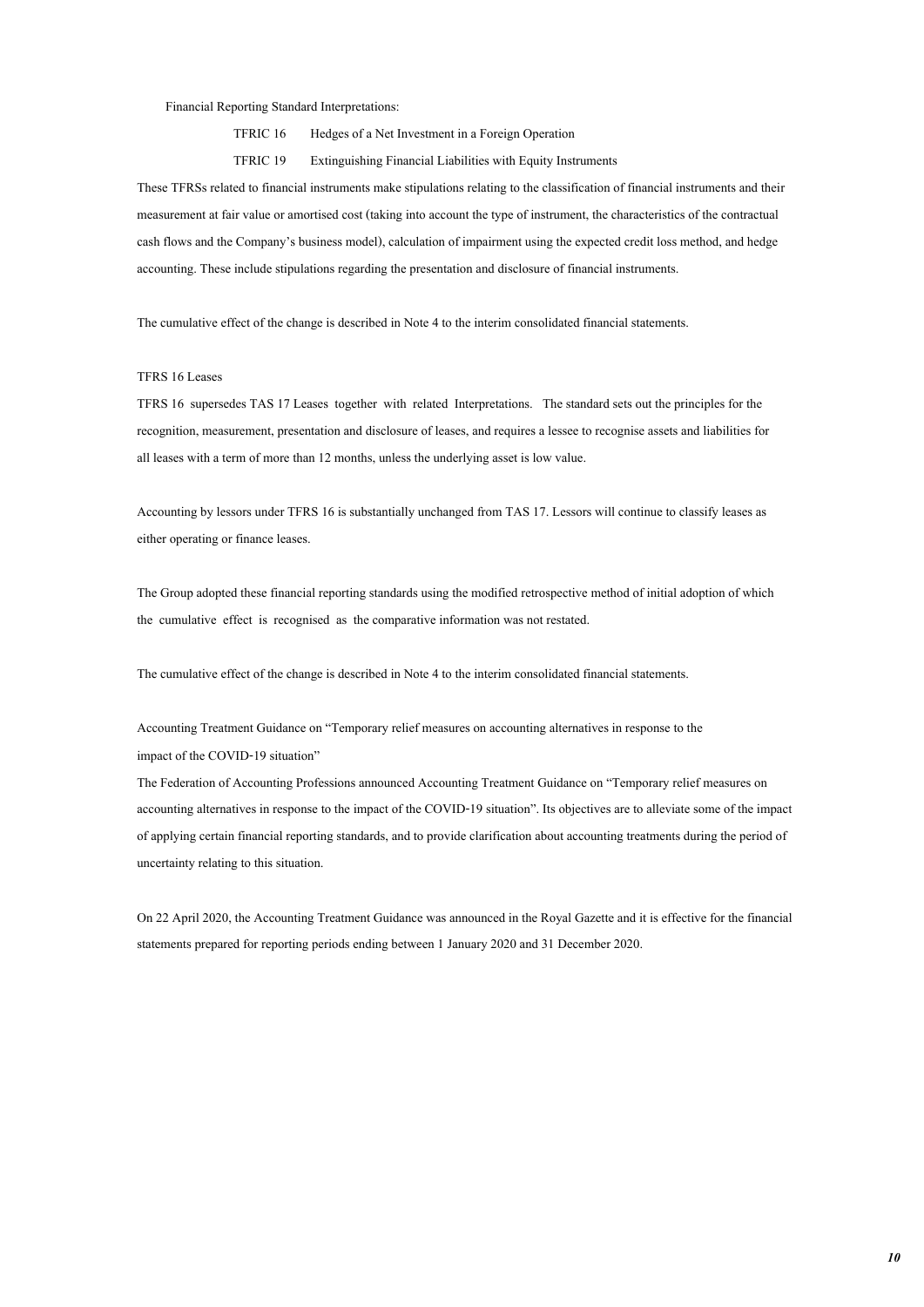Financial Reporting Standard Interpretations:

| | |
|---|---|
| TFRIC 16 | Hedges of a Net Investment in a Foreign Operation |
| TFRIC 19 | Extinguishing Financial Liabilities with Equity Instruments |

These TFRSs related to financial instruments make stipulations relating to the classification of financial instruments and their measurement at fair value or amortised cost (taking into account the type of instrument, the characteristics of the contractual cash flows and the Company's business model), calculation of impairment using the expected credit loss method, and hedge accounting. These include stipulations regarding the presentation and disclosure of financial instruments.

The cumulative effect of the change is described in Note 4 to the interim consolidated financial statements.

TFRS 16 Leases

TFRS 16 supersedes TAS 17 Leases together with related Interpretations. The standard sets out the principles for the recognition, measurement, presentation and disclosure of leases, and requires a lessee to recognise assets and liabilities for all leases with a term of more than 12 months, unless the underlying asset is low value.

Accounting by lessors under TFRS 16 is substantially unchanged from TAS 17. Lessors will continue to classify leases as either operating or finance leases.

The Group adopted these financial reporting standards using the modified retrospective method of initial adoption of which the cumulative effect is recognised as the comparative information was not restated.

The cumulative effect of the change is described in Note 4 to the interim consolidated financial statements.

Accounting Treatment Guidance on "Temporary relief measures on accounting alternatives in response to the impact of the COVID-19 situation"

The Federation of Accounting Professions announced Accounting Treatment Guidance on "Temporary relief measures on accounting alternatives in response to the impact of the COVID-19 situation". Its objectives are to alleviate some of the impact of applying certain financial reporting standards, and to provide clarification about accounting treatments during the period of uncertainty relating to this situation.

On 22 April 2020, the Accounting Treatment Guidance was announced in the Royal Gazette and it is effective for the financial statements prepared for reporting periods ending between 1 January 2020 and 31 December 2020.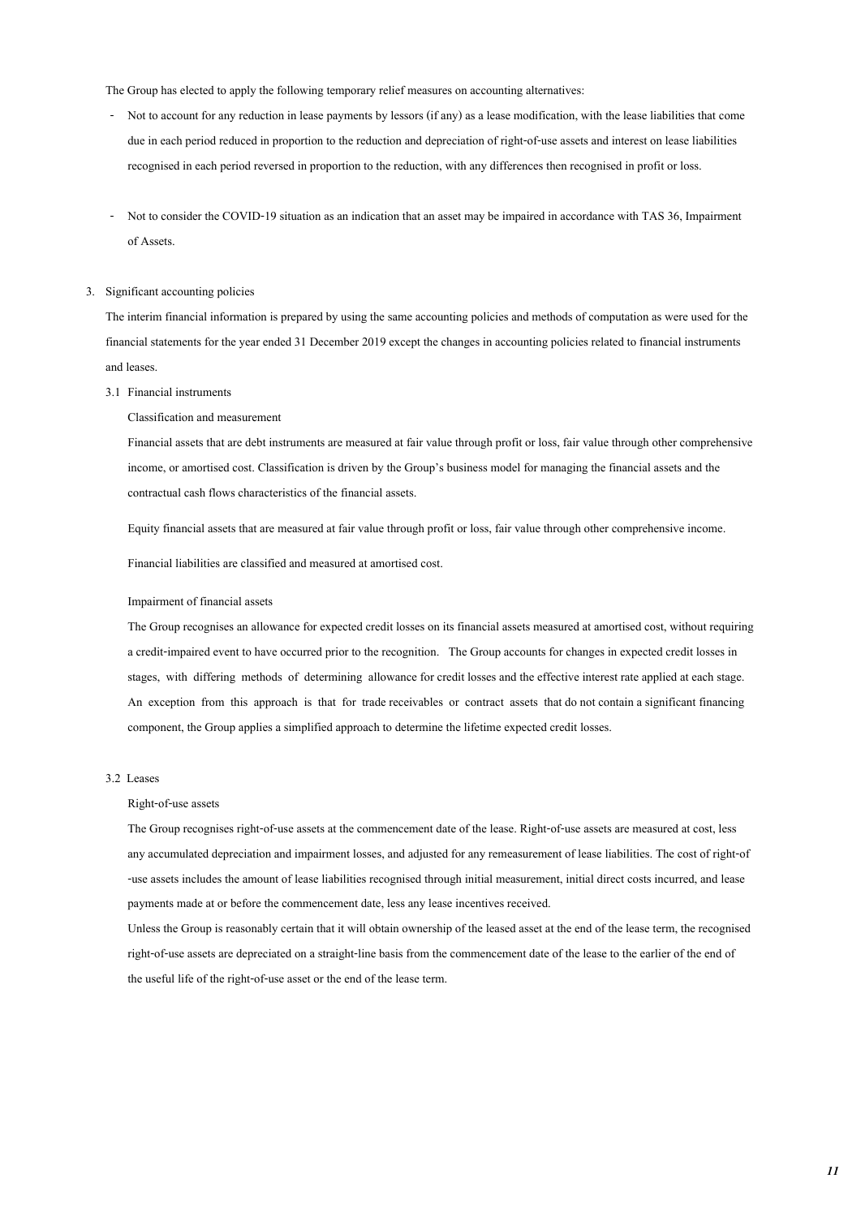The Group has elected to apply the following temporary relief measures on accounting alternatives:

- Not to account for any reduction in lease payments by lessors (if any) as a lease modification, with the lease liabilities that come due in each period reduced in proportion to the reduction and depreciation of right-of-use assets and interest on lease liabilities recognised in each period reversed in proportion to the reduction, with any differences then recognised in profit or loss.

- Not to consider the COVID-19 situation as an indication that an asset may be impaired in accordance with TAS 36, Impairment of Assets.

3. Significant accounting policies

The interim financial information is prepared by using the same accounting policies and methods of computation as were used for the financial statements for the year ended 31 December 2019 except the changes in accounting policies related to financial instruments and leases.

3.1 Financial instruments

Classification and measurement

Financial assets that are debt instruments are measured at fair value through profit or loss, fair value through other comprehensive income, or amortised cost. Classification is driven by the Group's business model for managing the financial assets and the contractual cash flows characteristics of the financial assets.

Equity financial assets that are measured at fair value through profit or loss, fair value through other comprehensive income.

Financial liabilities are classified and measured at amortised cost.

Impairment of financial assets

The Group recognises an allowance for expected credit losses on its financial assets measured at amortised cost, without requiring a credit-impaired event to have occurred prior to the recognition. The Group accounts for changes in expected credit losses in stages, with differing methods of determining allowance for credit losses and the effective interest rate applied at each stage. An exception from this approach is that for trade receivables or contract assets that do not contain a significant financing component, the Group applies a simplified approach to determine the lifetime expected credit losses.

3.2 Leases

Right-of-use assets

The Group recognises right-of-use assets at the commencement date of the lease. Right-of-use assets are measured at cost, less any accumulated depreciation and impairment losses, and adjusted for any remeasurement of lease liabilities. The cost of right-of-use assets includes the amount of lease liabilities recognised through initial measurement, initial direct costs incurred, and lease payments made at or before the commencement date, less any lease incentives received.

Unless the Group is reasonably certain that it will obtain ownership of the leased asset at the end of the lease term, the recognised right-of-use assets are depreciated on a straight-line basis from the commencement date of the lease to the earlier of the end of the useful life of the right-of-use asset or the end of the lease term.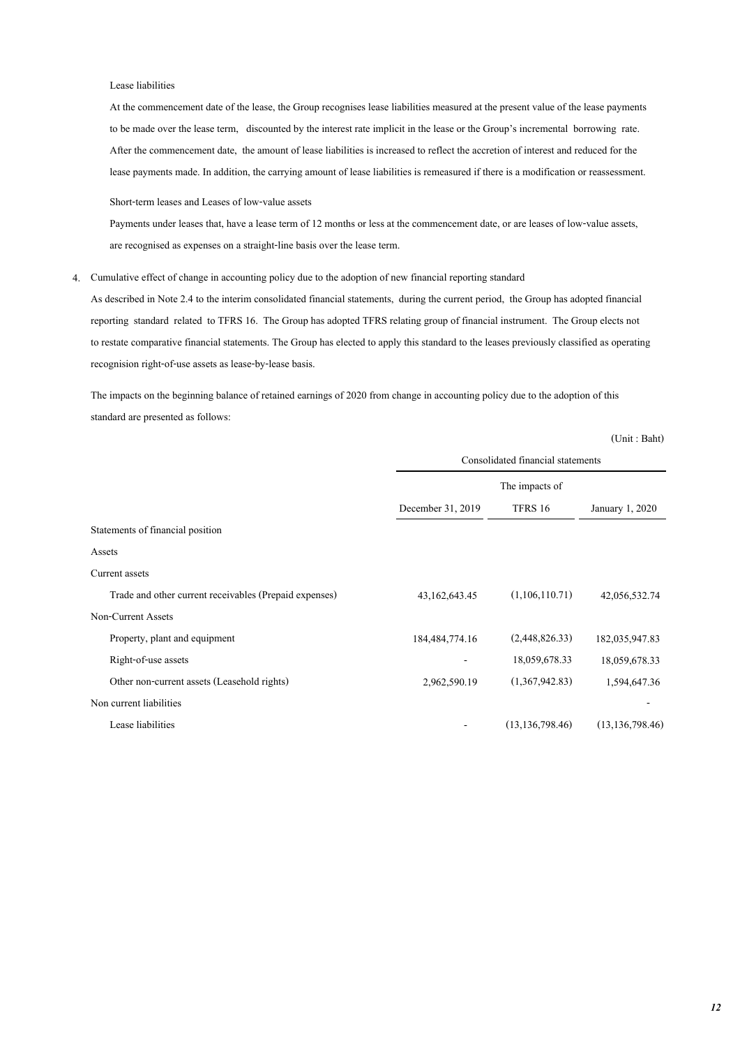Lease liabilities

At the commencement date of the lease, the Group recognises lease liabilities measured at the present value of the lease payments to be made over the lease term, discounted by the interest rate implicit in the lease or the Group's incremental borrowing rate. After the commencement date, the amount of lease liabilities is increased to reflect the accretion of interest and reduced for the lease payments made. In addition, the carrying amount of lease liabilities is remeasured if there is a modification or reassessment.

Short-term leases and Leases of low-value assets

Payments under leases that, have a lease term of 12 months or less at the commencement date, or are leases of low-value assets, are recognised as expenses on a straight-line basis over the lease term.

4. Cumulative effect of change in accounting policy due to the adoption of new financial reporting standard

As described in Note 2.4 to the interim consolidated financial statements, during the current period, the Group has adopted financial reporting standard related to TFRS 16. The Group has adopted TFRS relating group of financial instrument. The Group elects not to restate comparative financial statements. The Group has elected to apply this standard to the leases previously classified as operating recognision right-of-use assets as lease-by-lease basis.

The impacts on the beginning balance of retained earnings of 2020 from change in accounting policy due to the adoption of this standard are presented as follows:

(Unit : Baht)

| | Consolidated financial statements | | |
|---|---|---|---|
| | | The impacts of | |
| | December 31, 2019 | TFRS 16 | January 1, 2020 |
| Statements of financial position | | | |
| Assets | | | |
| Current assets | | | |
| Trade and other current receivables (Prepaid expenses) | 43,162,643.45 | (1,106,110.71) | 42,056,532.74 |
| Non-Current Assets | | | |
| Property, plant and equipment | 184,484,774.16 | (2,448,826.33) | 182,035,947.83 |
| Right-of-use assets | - | 18,059,678.33 | 18,059,678.33 |
| Other non-current assets (Leasehold rights) | 2,962,590.19 | (1,367,942.83) | 1,594,647.36 |
| Non current liabilities | | | - |
| Lease liabilities | - | (13,136,798.46) | (13,136,798.46) |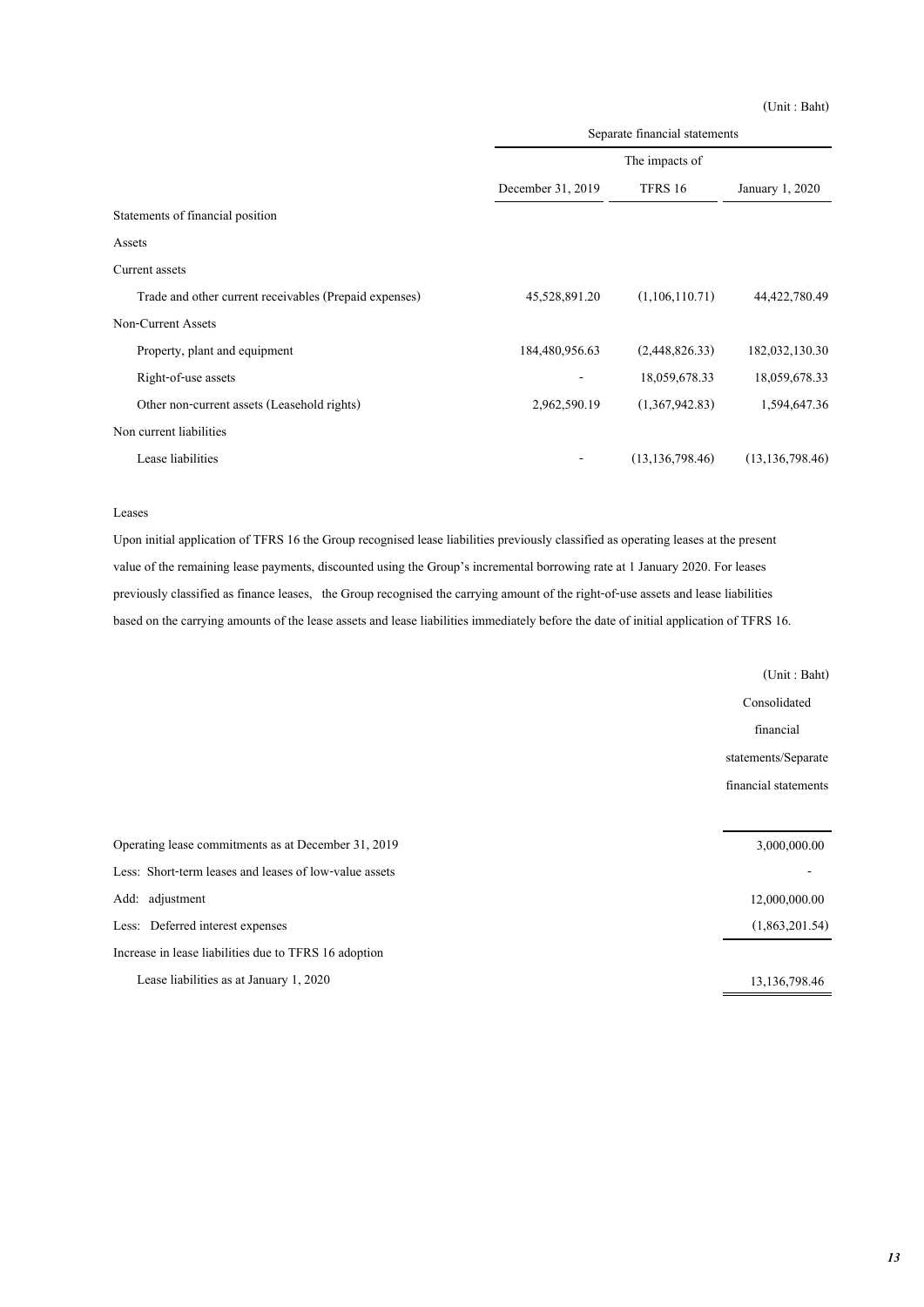(Unit : Baht)

| | Separate financial statements | | |
|---|---|---|---|
| | | The impacts of | |
| | December 31, 2019 | TFRS 16 | January 1, 2020 |
| Statements of financial position | | | |
| Assets | | | |
| Current assets | | | |
| Trade and other current receivables (Prepaid expenses) | 45,528,891.20 | (1,106,110.71) | 44,422,780.49 |
| Non-Current Assets | | | |
| Property, plant and equipment | 184,480,956.63 | (2,448,826.33) | 182,032,130.30 |
| Right-of-use assets | - | 18,059,678.33 | 18,059,678.33 |
| Other non-current assets (Leasehold rights) | 2,962,590.19 | (1,367,942.83) | 1,594,647.36 |
| Non current liabilities | | | |
| Lease liabilities | - | (13,136,798.46) | (13,136,798.46) |

Leases

Upon initial application of TFRS 16 the Group recognised lease liabilities previously classified as operating leases at the present value of the remaining lease payments, discounted using the Group's incremental borrowing rate at 1 January 2020. For leases previously classified as finance leases, the Group recognised the carrying amount of the right-of-use assets and lease liabilities based on the carrying amounts of the lease assets and lease liabilities immediately before the date of initial application of TFRS 16.

(Unit : Baht)

| | Consolidated financial statements/Separate financial statements |
|---|---|
| Operating lease commitments as at December 31, 2019 | 3,000,000.00 |
| Less: Short-term leases and leases of low-value assets | - |
| Add: adjustment | 12,000,000.00 |
| Less: Deferred interest expenses | (1,863,201.54) |
| Increase in lease liabilities due to TFRS 16 adoption | |
| Lease liabilities as at January 1, 2020 | 13,136,798.46 |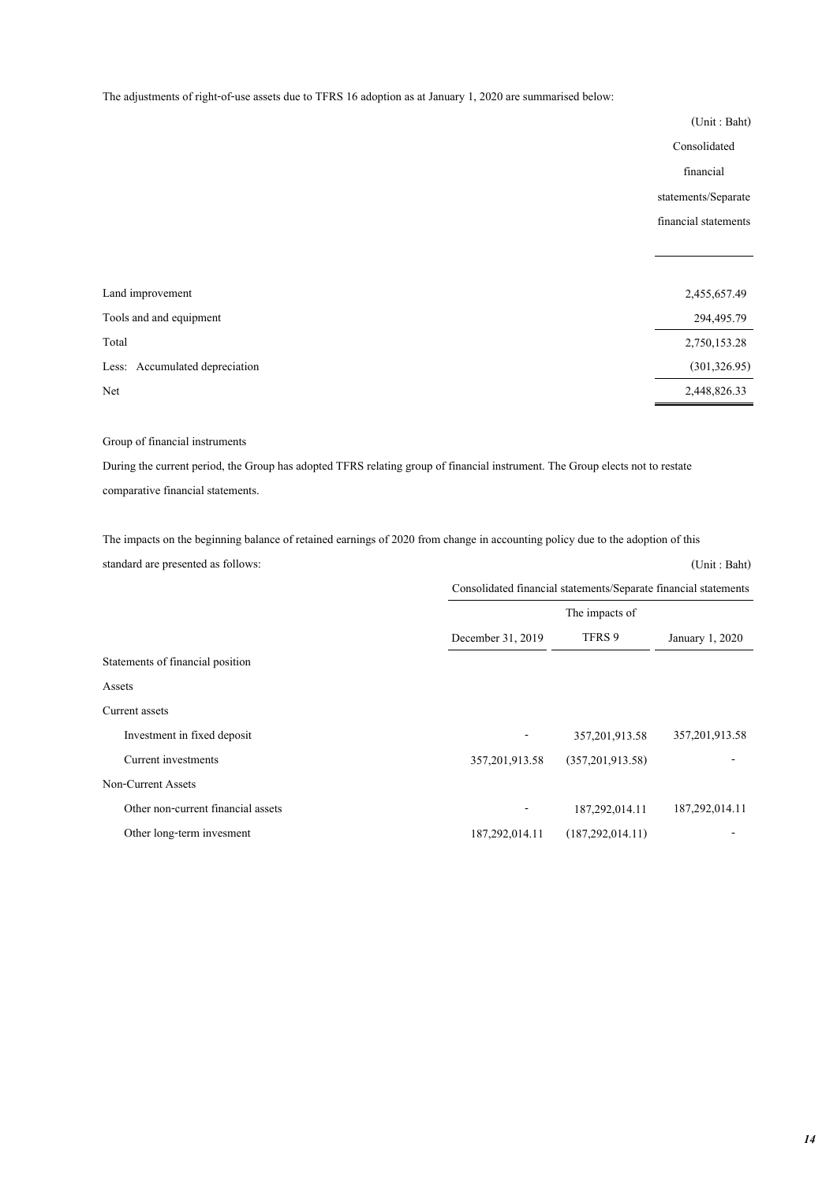The adjustments of right-of-use assets due to TFRS 16 adoption as at January 1, 2020 are summarised below:

| | (Unit : Baht) |
|---|---|
| | Consolidated financial statements/Separate financial statements |
| Land improvement | 2,455,657.49 |
| Tools and and equipment | 294,495.79 |
| Total | 2,750,153.28 |
| Less: Accumulated depreciation | (301,326.95) |
| Net | 2,448,826.33 |

Group of financial instruments

During the current period, the Group has adopted TFRS relating group of financial instrument. The Group elects not to restate comparative financial statements.

The impacts on the beginning balance of retained earnings of 2020 from change in accounting policy due to the adoption of this standard are presented as follows:

(Unit : Baht)

| | Consolidated financial statements/Separate financial statements | | |
|---|---|---|---|
| | December 31, 2019 | The impacts of TFRS 9 | January 1, 2020 |
| Statements of financial position | | | |
| Assets | | | |
| Current assets | | | |
| Investment in fixed deposit | - | 357,201,913.58 | 357,201,913.58 |
| Current investments | 357,201,913.58 | (357,201,913.58) | - |
| Non-Current Assets | | | |
| Other non-current financial assets | - | 187,292,014.11 | 187,292,014.11 |
| Other long-term invesment | 187,292,014.11 | (187,292,014.11) | - |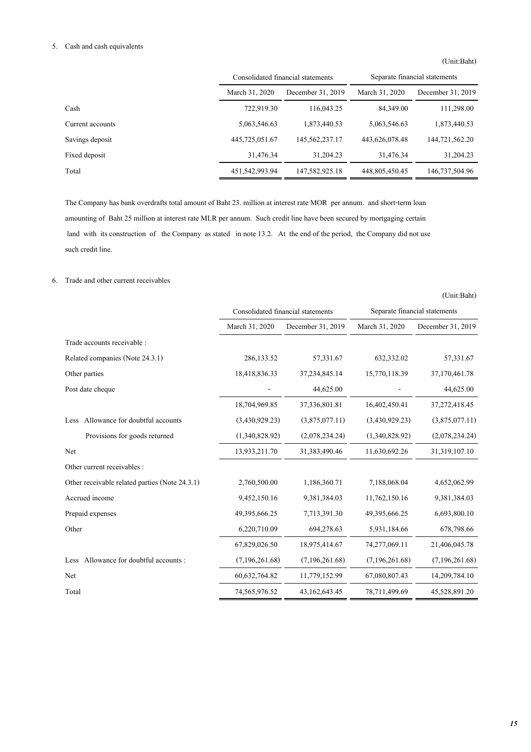5. Cash and cash equivalents

(Unit:Baht)

| | Consolidated financial statements | | Separate financial statements | |
|---|---|---|---|---|
| | March 31, 2020 | December 31, 2019 | March 31, 2020 | December 31, 2019 |
| Cash | 722,919.30 | 116,043.25 | 84,349.00 | 111,298.00 |
| Current accounts | 5,063,546.63 | 1,873,440.53 | 5,063,546.63 | 1,873,440.53 |
| Savings deposit | 445,725,051.67 | 145,562,237.17 | 443,626,078.48 | 144,721,562.20 |
| Fixed deposit | 31,476.34 | 31,204.23 | 31,476.34 | 31,204.23 |
| Total | 451,542,993.94 | 147,582,925.18 | 448,805,450.45 | 146,737,504.96 |

The Company has bank overdrafts total amount of Baht 23. million at interest rate MOR per annum. and short-term loan amounting of Baht 25 million at interest rate MLR per annum. Such credit line have been secured by mortgaging certain land with its construction of the Company as stated in note 13.2. At the end of the period, the Company did not use such credit line.

6. Trade and other current receivables

(Unit:Baht)

| | Consolidated financial statements | | Separate financial statements | |
|---|---|---|---|---|
| | March 31, 2020 | December 31, 2019 | March 31, 2020 | December 31, 2019 |
| Trade accounts receivable : | | | | |
| Related companies (Note 24.3.1) | 286,133.52 | 57,331.67 | 632,332.02 | 57,331.67 |
| Other parties | 18,418,836.33 | 37,234,845.14 | 15,770,118.39 | 37,170,461.78 |
| Post date cheque | - | 44,625.00 | - | 44,625.00 |
| | 18,704,969.85 | 37,336,801.81 | 16,402,450.41 | 37,272,418.45 |
| Less Allowance for doubtful accounts | (3,430,929.23) | (3,875,077.11) | (3,430,929.23) | (3,875,077.11) |
| Provisions for goods returned | (1,340,828.92) | (2,078,234.24) | (1,340,828.92) | (2,078,234.24) |
| Net | 13,933,211.70 | 31,383,490.46 | 11,630,692.26 | 31,319,107.10 |
| Other current receivables : | | | | |
| Other receivable related parties (Note 24.3.1) | 2,760,500.00 | 1,186,360.71 | 7,188,068.04 | 4,652,062.99 |
| Accrued income | 9,452,150.16 | 9,381,384.03 | 11,762,150.16 | 9,381,384.03 |
| Prepaid expenses | 49,395,666.25 | 7,713,391.30 | 49,395,666.25 | 6,693,800.10 |
| Other | 6,220,710.09 | 694,278.63 | 5,931,184.66 | 678,798.66 |
| | 67,829,026.50 | 18,975,414.67 | 74,277,069.11 | 21,406,045.78 |
| Less Allowance for doubtful accounts : | (7,196,261.68) | (7,196,261.68) | (7,196,261.68) | (7,196,261.68) |
| Net | 60,632,764.82 | 11,779,152.99 | 67,080,807.43 | 14,209,784.10 |
| Total | 74,565,976.52 | 43,162,643.45 | 78,711,499.69 | 45,528,891.20 |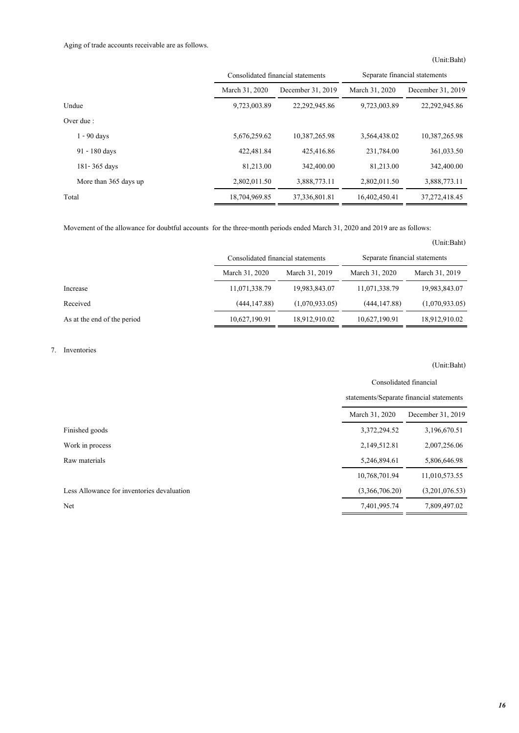Aging of trade accounts receivable are as follows.

(Unit:Baht)

| | Consolidated financial statements | | Separate financial statements | |
|---|---|---|---|---|
| | March 31, 2020 | December 31, 2019 | March 31, 2020 | December 31, 2019 |
| Undue | 9,723,003.89 | 22,292,945.86 | 9,723,003.89 | 22,292,945.86 |
| Over due : | | | | |
| 1 - 90 days | 5,676,259.62 | 10,387,265.98 | 3,564,438.02 | 10,387,265.98 |
| 91 - 180 days | 422,481.84 | 425,416.86 | 231,784.00 | 361,033.50 |
| 181- 365 days | 81,213.00 | 342,400.00 | 81,213.00 | 342,400.00 |
| More than 365 days up | 2,802,011.50 | 3,888,773.11 | 2,802,011.50 | 3,888,773.11 |
| Total | 18,704,969.85 | 37,336,801.81 | 16,402,450.41 | 37,272,418.45 |

Movement of the allowance for doubtful accounts for the three-month periods ended March 31, 2020 and 2019 are as follows:

(Unit:Baht)

| | Consolidated financial statements | | Separate financial statements | |
|---|---|---|---|---|
| | March 31, 2020 | March 31, 2019 | March 31, 2020 | March 31, 2019 |
| Increase | 11,071,338.79 | 19,983,843.07 | 11,071,338.79 | 19,983,843.07 |
| Received | (444,147.88) | (1,070,933.05) | (444,147.88) | (1,070,933.05) |
| As at the end of the period | 10,627,190.91 | 18,912,910.02 | 10,627,190.91 | 18,912,910.02 |

7. Inventories

(Unit:Baht)

| | Consolidated financial statements/Separate financial statements | |
|---|---|---|
| | March 31, 2020 | December 31, 2019 |
| Finished goods | 3,372,294.52 | 3,196,670.51 |
| Work in process | 2,149,512.81 | 2,007,256.06 |
| Raw materials | 5,246,894.61 | 5,806,646.98 |
| | 10,768,701.94 | 11,010,573.55 |
| Less Allowance for inventories devaluation | (3,366,706.20) | (3,201,076.53) |
| Net | 7,401,995.74 | 7,809,497.02 |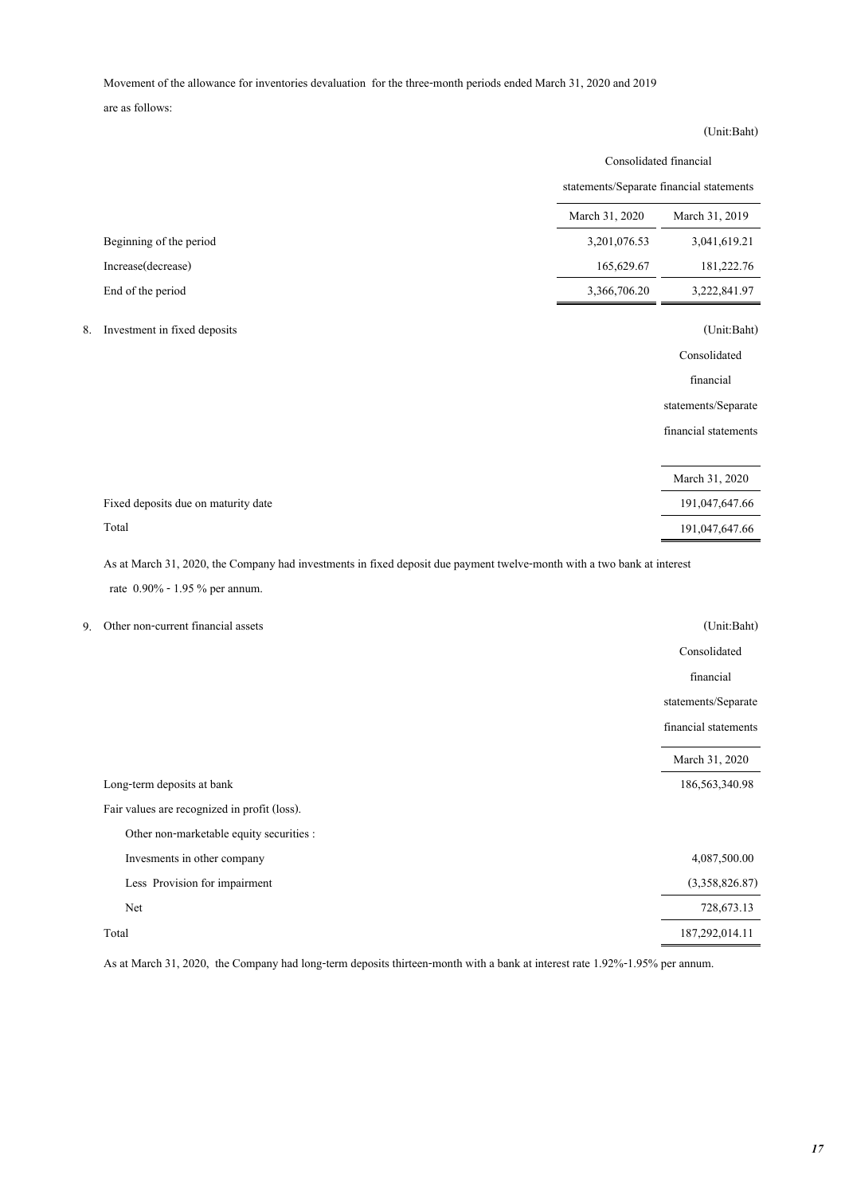Movement of the allowance for inventories devaluation for the three-month periods ended March 31, 2020 and 2019 are as follows:

(Unit:Baht)

| | Consolidated financial statements/Separate financial statements | |
|---|---|---|
| | March 31, 2020 | March 31, 2019 |
| Beginning of the period | 3,201,076.53 | 3,041,619.21 |
| Increase(decrease) | 165,629.67 | 181,222.76 |
| End of the period | 3,366,706.20 | 3,222,841.97 |

8. Investment in fixed deposits

(Unit:Baht)

| | Consolidated financial statements/Separate financial statements |
|---|---|
| | March 31, 2020 |
| Fixed deposits due on maturity date | 191,047,647.66 |
| Total | 191,047,647.66 |

As at March 31, 2020, the Company had investments in fixed deposit due payment twelve-month with a two bank at interest rate 0.90% - 1.95 % per annum.

9. Other non-current financial assets

(Unit:Baht)

| | Consolidated financial statements/Separate financial statements |
|---|---|
| | March 31, 2020 |
| Long-term deposits at bank | 186,563,340.98 |
| Fair values are recognized in profit (loss). | |
| Other non-marketable equity securities : | |
| Invesments in other company | 4,087,500.00 |
| Less Provision for impairment | (3,358,826.87) |
| Net | 728,673.13 |
| Total | 187,292,014.11 |

As at March 31, 2020, the Company had long-term deposits thirteen-month with a bank at interest rate 1.92%-1.95% per annum.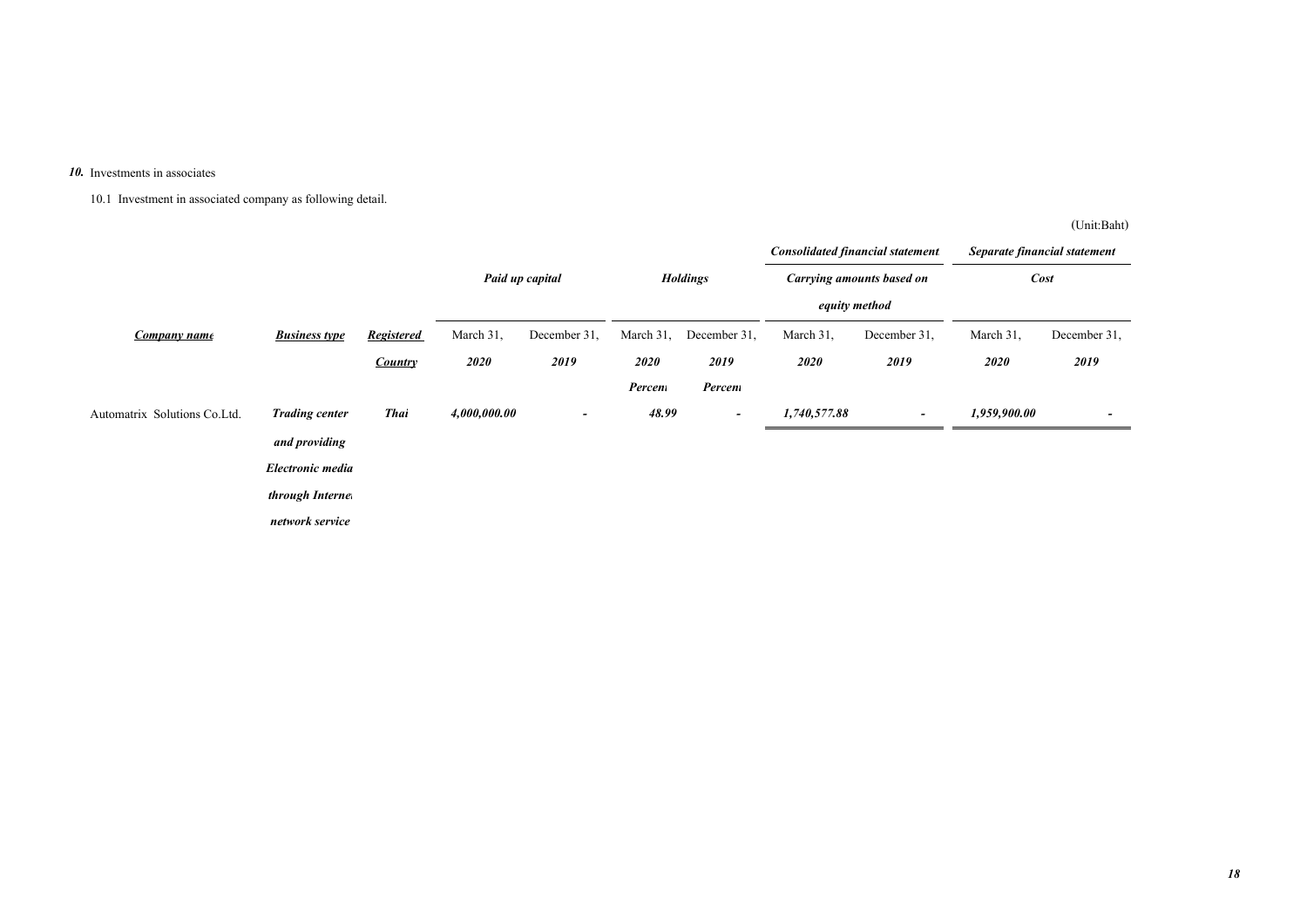***10.*** Investments in associates

10.1 Investment in associated company as following detail.

(Unit:Baht)

| | | | | | | | ***Consolidated financial statement*** | | ***Separate financial statement*** | |
|---|---|---|---|---|---|---|---|---|---|---|
| | | | ***Paid up capital*** | | ***Holdings*** | | ***Carrying amounts based on equity method*** | | ***Cost*** | |
| ***Company name*** | ***Business type*** | ***Registered Country*** | March 31, ***2020*** | December 31, ***2019*** | March 31, ***2020*** ***Percent*** | December 31, ***2019*** ***Percent*** | March 31, ***2020*** | December 31, ***2019*** | March 31, ***2020*** | December 31, ***2019*** |
| Automatrix Solutions Co.Ltd. | ***Trading center and providing Electronic media through Internet network service*** | ***Thai*** | ***4,000,000.00*** | ***-*** | ***48.99*** | ***-*** | ***1,740,577.88*** | ***-*** | ***1,959,900.00*** | ***-*** |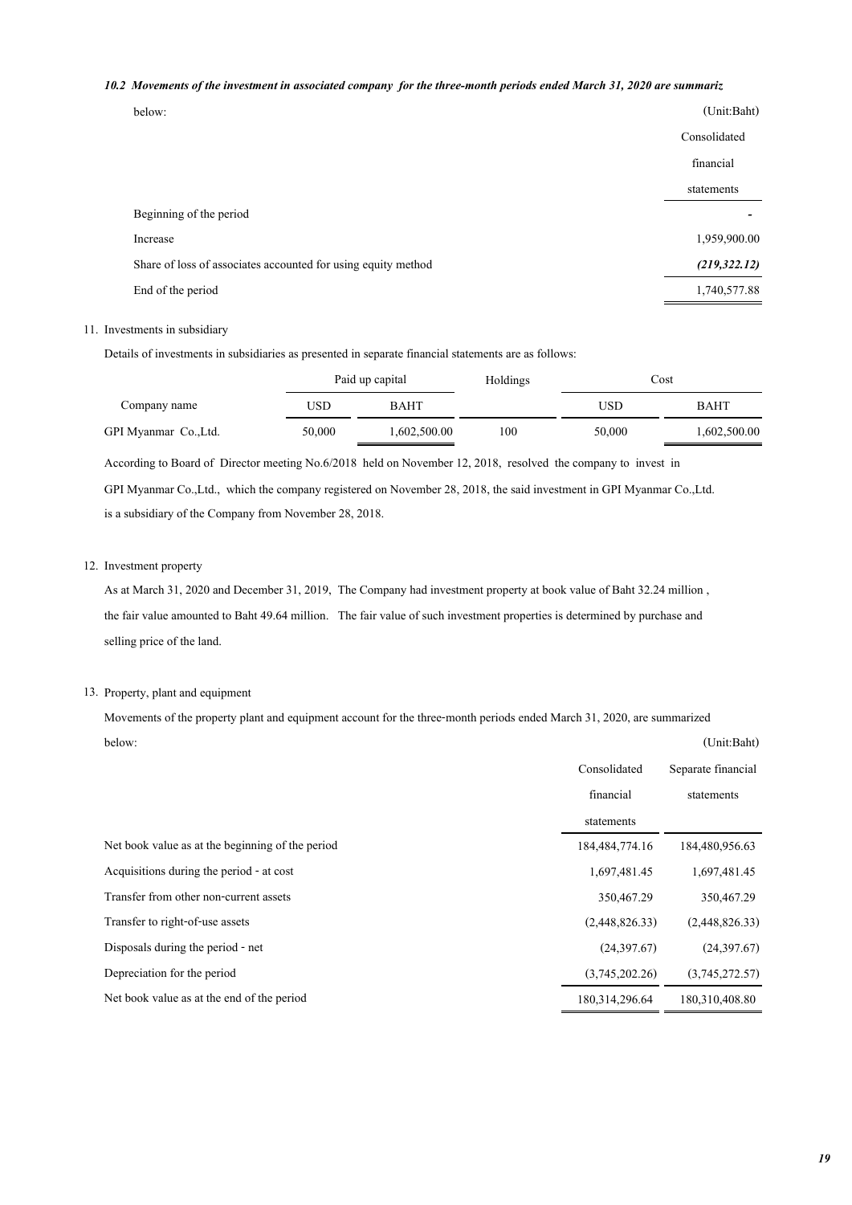***10.2 Movements of the investment in associated company for the three-month periods ended March 31, 2020 are summariz***

below:

(Unit:Baht)

| | Consolidated financial statements |
|---|---|
| Beginning of the period | - |
| Increase | 1,959,900.00 |
| Share of loss of associates accounted for using equity method | ***(219,322.12)*** |
| End of the period | 1,740,577.88 |

11. Investments in subsidiary

Details of investments in subsidiaries as presented in separate financial statements are as follows:

| Company name | Paid up capital | | Holdings | Cost | |
|---|---|---|---|---|---|
| | USD | BAHT | | USD | BAHT |
| GPI Myanmar Co.,Ltd. | 50,000 | 1,602,500.00 | 100 | 50,000 | 1,602,500.00 |

According to Board of Director meeting No.6/2018 held on November 12, 2018, resolved the company to invest in GPI Myanmar Co.,Ltd., which the company registered on November 28, 2018, the said investment in GPI Myanmar Co.,Ltd. is a subsidiary of the Company from November 28, 2018.

12. Investment property

As at March 31, 2020 and December 31, 2019, The Company had investment property at book value of Baht 32.24 million , the fair value amounted to Baht 49.64 million. The fair value of such investment properties is determined by purchase and selling price of the land.

13. Property, plant and equipment

Movements of the property plant and equipment account for the three-month periods ended March 31, 2020, are summarized below:

(Unit:Baht)

| | Consolidated financial statements | Separate financial statements |
|---|---|---|
| Net book value as at the beginning of the period | 184,484,774.16 | 184,480,956.63 |
| Acquisitions during the period - at cost | 1,697,481.45 | 1,697,481.45 |
| Transfer from other non-current assets | 350,467.29 | 350,467.29 |
| Transfer to right-of-use assets | (2,448,826.33) | (2,448,826.33) |
| Disposals during the period - net | (24,397.67) | (24,397.67) |
| Depreciation for the period | (3,745,202.26) | (3,745,272.57) |
| Net book value as at the end of the period | 180,314,296.64 | 180,310,408.80 |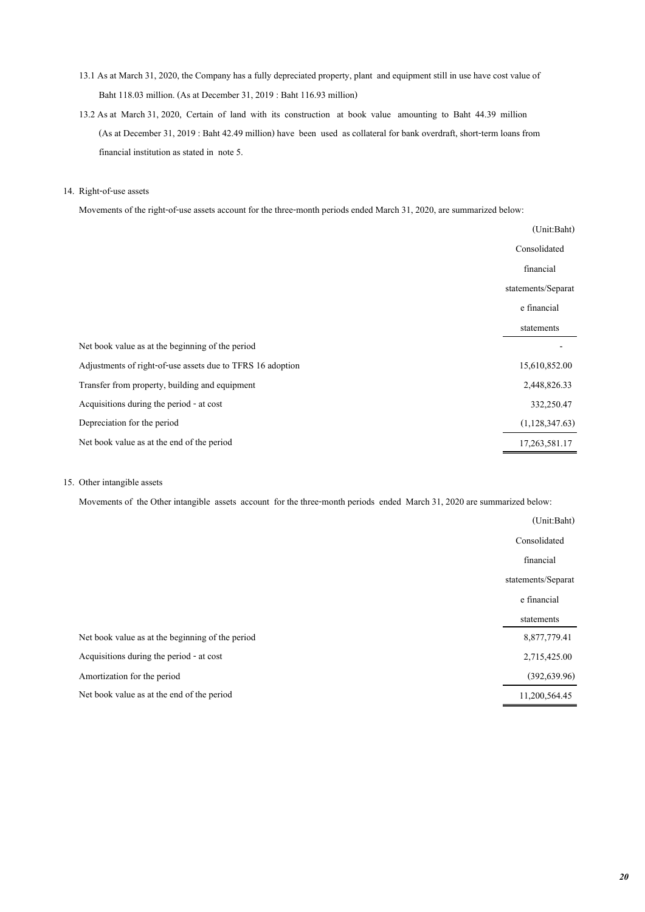13.1 As at March 31, 2020, the Company has a fully depreciated property, plant and equipment still in use have cost value of Baht 118.03 million. (As at December 31, 2019 : Baht 116.93 million)

13.2 As at March 31, 2020, Certain of land with its construction at book value amounting to Baht 44.39 million (As at December 31, 2019 : Baht 42.49 million) have been used as collateral for bank overdraft, short-term loans from financial institution as stated in note 5.

14. Right-of-use assets

Movements of the right-of-use assets account for the three-month periods ended March 31, 2020, are summarized below:

| | (Unit:Baht) |
|---|---|
| | Consolidated financial statements/Separate financial statements |
| Net book value as at the beginning of the period | - |
| Adjustments of right-of-use assets due to TFRS 16 adoption | 15,610,852.00 |
| Transfer from property, building and equipment | 2,448,826.33 |
| Acquisitions during the period - at cost | 332,250.47 |
| Depreciation for the period | (1,128,347.63) |
| Net book value as at the end of the period | 17,263,581.17 |

15. Other intangible assets

Movements of the Other intangible assets account for the three-month periods ended March 31, 2020 are summarized below:

| | (Unit:Baht) |
|---|---|
| | Consolidated financial statements/Separate financial statements |
| Net book value as at the beginning of the period | 8,877,779.41 |
| Acquisitions during the period - at cost | 2,715,425.00 |
| Amortization for the period | (392,639.96) |
| Net book value as at the end of the period | 11,200,564.45 |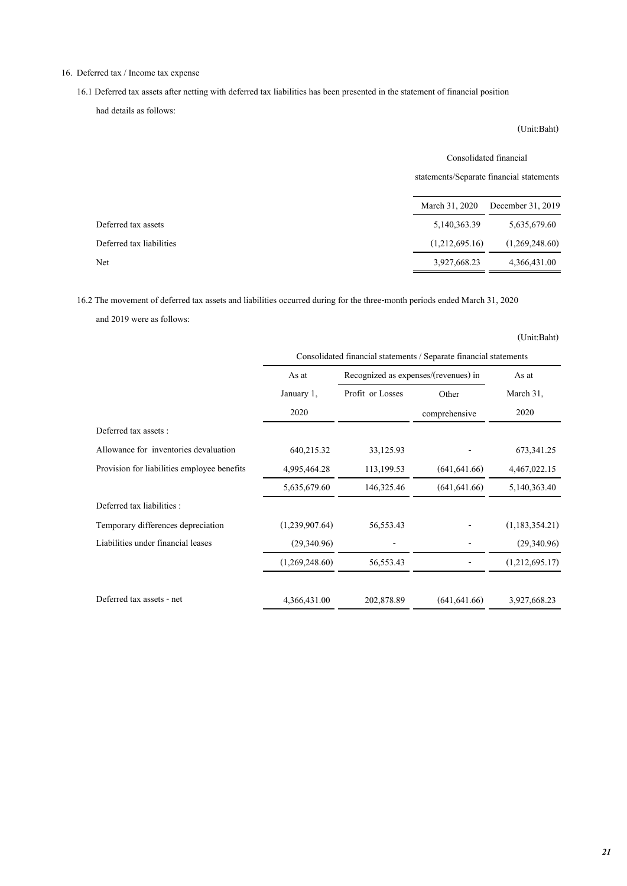16. Deferred tax / Income tax expense

16.1 Deferred tax assets after netting with deferred tax liabilities has been presented in the statement of financial position had details as follows:

(Unit:Baht)

| | Consolidated financial statements/Separate financial statements | |
|---|---|---|
| | March 31, 2020 | December 31, 2019 |
| Deferred tax assets | 5,140,363.39 | 5,635,679.60 |
| Deferred tax liabilities | (1,212,695.16) | (1,269,248.60) |
| Net | 3,927,668.23 | 4,366,431.00 |

16.2 The movement of deferred tax assets and liabilities occurred during for the three-month periods ended March 31, 2020 and 2019 were as follows:

(Unit:Baht)

| | Consolidated financial statements / Separate financial statements | | | |
|---|---|---|---|---|
| | As at January 1, 2020 | Recognized as expenses/(revenues) in | | As at March 31, 2020 |
| | | Profit or Losses | Other comprehensive | |
| Deferred tax assets : | | | | |
| Allowance for inventories devaluation | 640,215.32 | 33,125.93 | - | 673,341.25 |
| Provision for liabilities employee benefits | 4,995,464.28 | 113,199.53 | (641,641.66) | 4,467,022.15 |
| | 5,635,679.60 | 146,325.46 | (641,641.66) | 5,140,363.40 |
| Deferred tax liabilities : | | | | |
| Temporary differences depreciation | (1,239,907.64) | 56,553.43 | - | (1,183,354.21) |
| Liabilities under financial leases | (29,340.96) | - | - | (29,340.96) |
| | (1,269,248.60) | 56,553.43 | - | (1,212,695.17) |
| Deferred tax assets - net | 4,366,431.00 | 202,878.89 | (641,641.66) | 3,927,668.23 |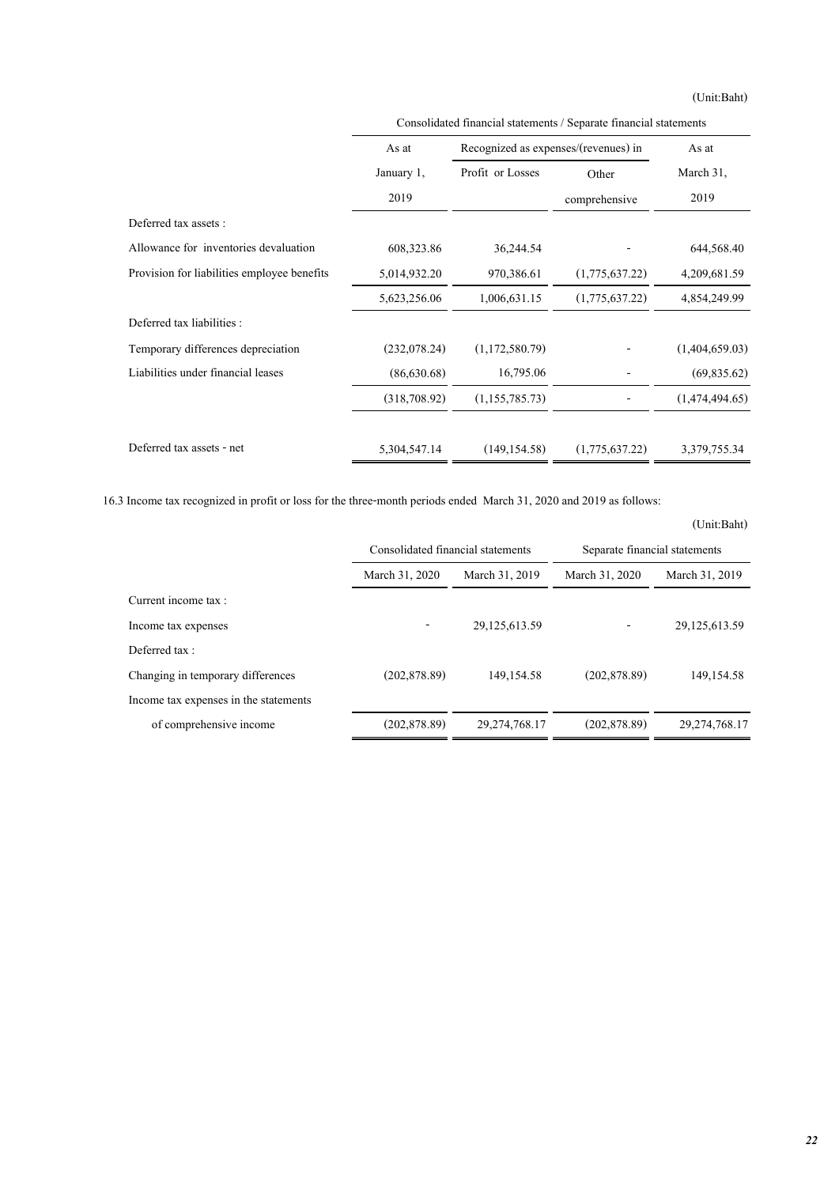(Unit:Baht)

| | Consolidated financial statements / Separate financial statements | | | |
|---|---|---|---|---|
| | As at January 1, 2019 | Recognized as expenses/(revenues) in | | As at March 31, 2019 |
| | | Profit or Losses | Other comprehensive | |
| Deferred tax assets : | | | | |
| Allowance for inventories devaluation | 608,323.86 | 36,244.54 | - | 644,568.40 |
| Provision for liabilities employee benefits | 5,014,932.20 | 970,386.61 | (1,775,637.22) | 4,209,681.59 |
| | 5,623,256.06 | 1,006,631.15 | (1,775,637.22) | 4,854,249.99 |
| Deferred tax liabilities : | | | | |
| Temporary differences depreciation | (232,078.24) | (1,172,580.79) | - | (1,404,659.03) |
| Liabilities under financial leases | (86,630.68) | 16,795.06 | - | (69,835.62) |
| | (318,708.92) | (1,155,785.73) | - | (1,474,494.65) |
| Deferred tax assets - net | 5,304,547.14 | (149,154.58) | (1,775,637.22) | 3,379,755.34 |

16.3 Income tax recognized in profit or loss for the three-month periods ended March 31, 2020 and 2019 as follows:

(Unit:Baht)

| | Consolidated financial statements | | Separate financial statements | |
|---|---|---|---|---|
| | March 31, 2020 | March 31, 2019 | March 31, 2020 | March 31, 2019 |
| Current income tax : | | | | |
| Income tax expenses | - | 29,125,613.59 | - | 29,125,613.59 |
| Deferred tax : | | | | |
| Changing in temporary differences | (202,878.89) | 149,154.58 | (202,878.89) | 149,154.58 |
| Income tax expenses in the statements of comprehensive income | (202,878.89) | 29,274,768.17 | (202,878.89) | 29,274,768.17 |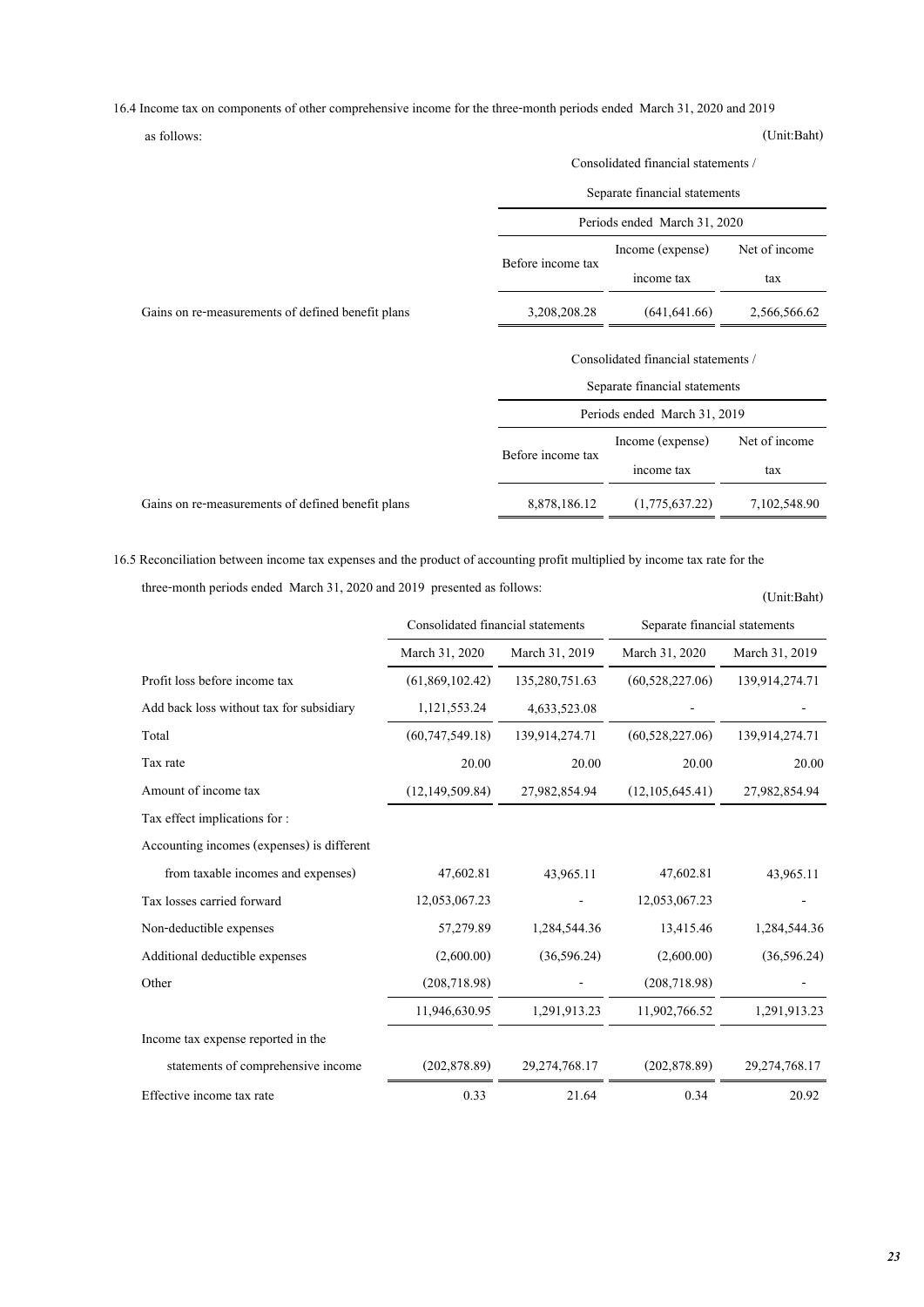16.4 Income tax on components of other comprehensive income for the three-month periods ended March 31, 2020 and 2019 as follows:

(Unit:Baht)

| | Consolidated financial statements / Separate financial statements | | |
|---|---|---|---|
| | Periods ended March 31, 2020 | | |
| | Before income tax | Income (expense) income tax | Net of income tax |
| Gains on re-measurements of defined benefit plans | 3,208,208.28 | (641,641.66) | 2,566,566.62 |

| | Consolidated financial statements / Separate financial statements | | |
|---|---|---|---|
| | Periods ended March 31, 2019 | | |
| | Before income tax | Income (expense) income tax | Net of income tax |
| Gains on re-measurements of defined benefit plans | 8,878,186.12 | (1,775,637.22) | 7,102,548.90 |

16.5 Reconciliation between income tax expenses and the product of accounting profit multiplied by income tax rate for the three-month periods ended March 31, 2020 and 2019 presented as follows:

(Unit:Baht)

| | Consolidated financial statements | | Separate financial statements | |
|---|---|---|---|---|
| | March 31, 2020 | March 31, 2019 | March 31, 2020 | March 31, 2019 |
| Profit loss before income tax | (61,869,102.42) | 135,280,751.63 | (60,528,227.06) | 139,914,274.71 |
| Add back loss without tax for subsidiary | 1,121,553.24 | 4,633,523.08 | - | - |
| Total | (60,747,549.18) | 139,914,274.71 | (60,528,227.06) | 139,914,274.71 |
| Tax rate | 20.00 | 20.00 | 20.00 | 20.00 |
| Amount of income tax | (12,149,509.84) | 27,982,854.94 | (12,105,645.41) | 27,982,854.94 |
| Tax effect implications for : | | | | |
| Accounting incomes (expenses) is different from taxable incomes and expenses) | 47,602.81 | 43,965.11 | 47,602.81 | 43,965.11 |
| Tax losses carried forward | 12,053,067.23 | - | 12,053,067.23 | - |
| Non-deductible expenses | 57,279.89 | 1,284,544.36 | 13,415.46 | 1,284,544.36 |
| Additional deductible expenses | (2,600.00) | (36,596.24) | (2,600.00) | (36,596.24) |
| Other | (208,718.98) | - | (208,718.98) | - |
| | 11,946,630.95 | 1,291,913.23 | 11,902,766.52 | 1,291,913.23 |
| Income tax expense reported in the statements of comprehensive income | (202,878.89) | 29,274,768.17 | (202,878.89) | 29,274,768.17 |
| Effective income tax rate | 0.33 | 21.64 | 0.34 | 20.92 |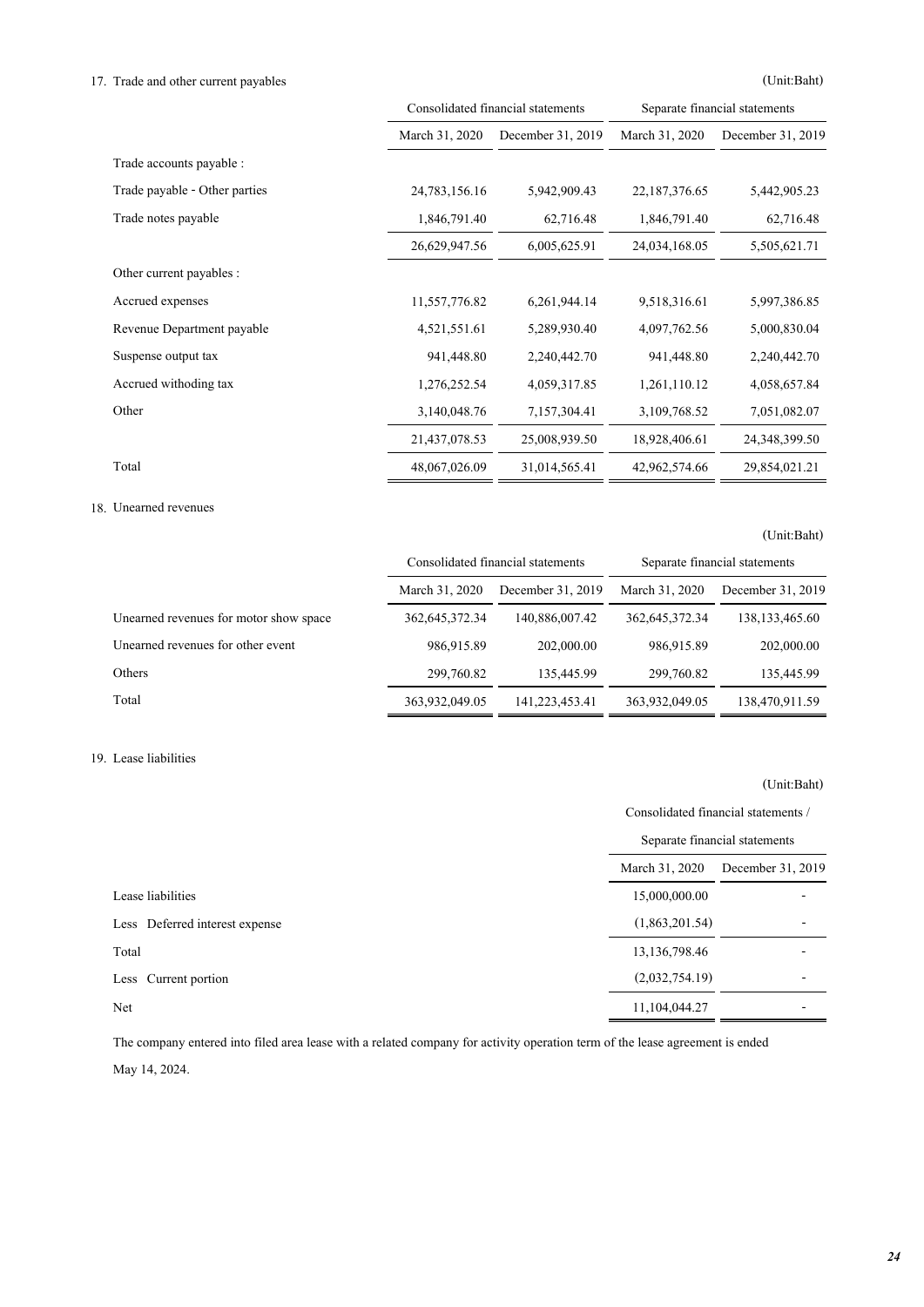17. Trade and other current payables

(Unit:Baht)

| | Consolidated financial statements | | Separate financial statements | |
|---|---|---|---|---|
| | March 31, 2020 | December 31, 2019 | March 31, 2020 | December 31, 2019 |
| Trade accounts payable : | | | | |
| Trade payable - Other parties | 24,783,156.16 | 5,942,909.43 | 22,187,376.65 | 5,442,905.23 |
| Trade notes payable | 1,846,791.40 | 62,716.48 | 1,846,791.40 | 62,716.48 |
| | 26,629,947.56 | 6,005,625.91 | 24,034,168.05 | 5,505,621.71 |
| Other current payables : | | | | |
| Accrued expenses | 11,557,776.82 | 6,261,944.14 | 9,518,316.61 | 5,997,386.85 |
| Revenue Department payable | 4,521,551.61 | 5,289,930.40 | 4,097,762.56 | 5,000,830.04 |
| Suspense output tax | 941,448.80 | 2,240,442.70 | 941,448.80 | 2,240,442.70 |
| Accrued withoding tax | 1,276,252.54 | 4,059,317.85 | 1,261,110.12 | 4,058,657.84 |
| Other | 3,140,048.76 | 7,157,304.41 | 3,109,768.52 | 7,051,082.07 |
| | 21,437,078.53 | 25,008,939.50 | 18,928,406.61 | 24,348,399.50 |
| Total | 48,067,026.09 | 31,014,565.41 | 42,962,574.66 | 29,854,021.21 |

18. Unearned revenues

(Unit:Baht)

| | Consolidated financial statements | | Separate financial statements | |
|---|---|---|---|---|
| | March 31, 2020 | December 31, 2019 | March 31, 2020 | December 31, 2019 |
| Unearned revenues for motor show space | 362,645,372.34 | 140,886,007.42 | 362,645,372.34 | 138,133,465.60 |
| Unearned revenues for other event | 986,915.89 | 202,000.00 | 986,915.89 | 202,000.00 |
| Others | 299,760.82 | 135,445.99 | 299,760.82 | 135,445.99 |
| Total | 363,932,049.05 | 141,223,453.41 | 363,932,049.05 | 138,470,911.59 |

19. Lease liabilities

(Unit:Baht)

| | Consolidated financial statements / Separate financial statements | |
|---|---|---|
| | March 31, 2020 | December 31, 2019 |
| Lease liabilities | 15,000,000.00 | - |
| Less Deferred interest expense | (1,863,201.54) | - |
| Total | 13,136,798.46 | - |
| Less Current portion | (2,032,754.19) | - |
| Net | 11,104,044.27 | - |

The company entered into filed area lease with a related company for activity operation term of the lease agreement is ended May 14, 2024.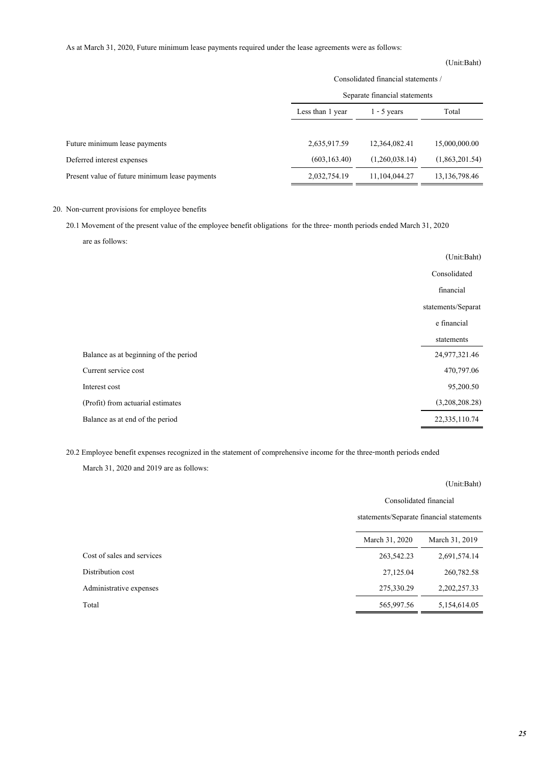As at March 31, 2020, Future minimum lease payments required under the lease agreements were as follows:

(Unit:Baht)

| | Consolidated financial statements / Separate financial statements | | |
|---|---|---|---|
| | Less than 1 year | 1 - 5 years | Total |
| Future minimum lease payments | 2,635,917.59 | 12,364,082.41 | 15,000,000.00 |
| Deferred interest expenses | (603,163.40) | (1,260,038.14) | (1,863,201.54) |
| Present value of future minimum lease payments | 2,032,754.19 | 11,104,044.27 | 13,136,798.46 |

20. Non-current provisions for employee benefits

20.1 Movement of the present value of the employee benefit obligations for the three- month periods ended March 31, 2020 are as follows:

(Unit:Baht)

| | Consolidated financial statements/Separate financial statements |
|---|---|
| Balance as at beginning of the period | 24,977,321.46 |
| Current service cost | 470,797.06 |
| Interest cost | 95,200.50 |
| (Profit) from actuarial estimates | (3,208,208.28) |
| Balance as at end of the period | 22,335,110.74 |

20.2 Employee benefit expenses recognized in the statement of comprehensive income for the three-month periods ended March 31, 2020 and 2019 are as follows:

(Unit:Baht)

| | Consolidated financial statements/Separate financial statements | |
|---|---|---|
| | March 31, 2020 | March 31, 2019 |
| Cost of sales and services | 263,542.23 | 2,691,574.14 |
| Distribution cost | 27,125.04 | 260,782.58 |
| Administrative expenses | 275,330.29 | 2,202,257.33 |
| Total | 565,997.56 | 5,154,614.05 |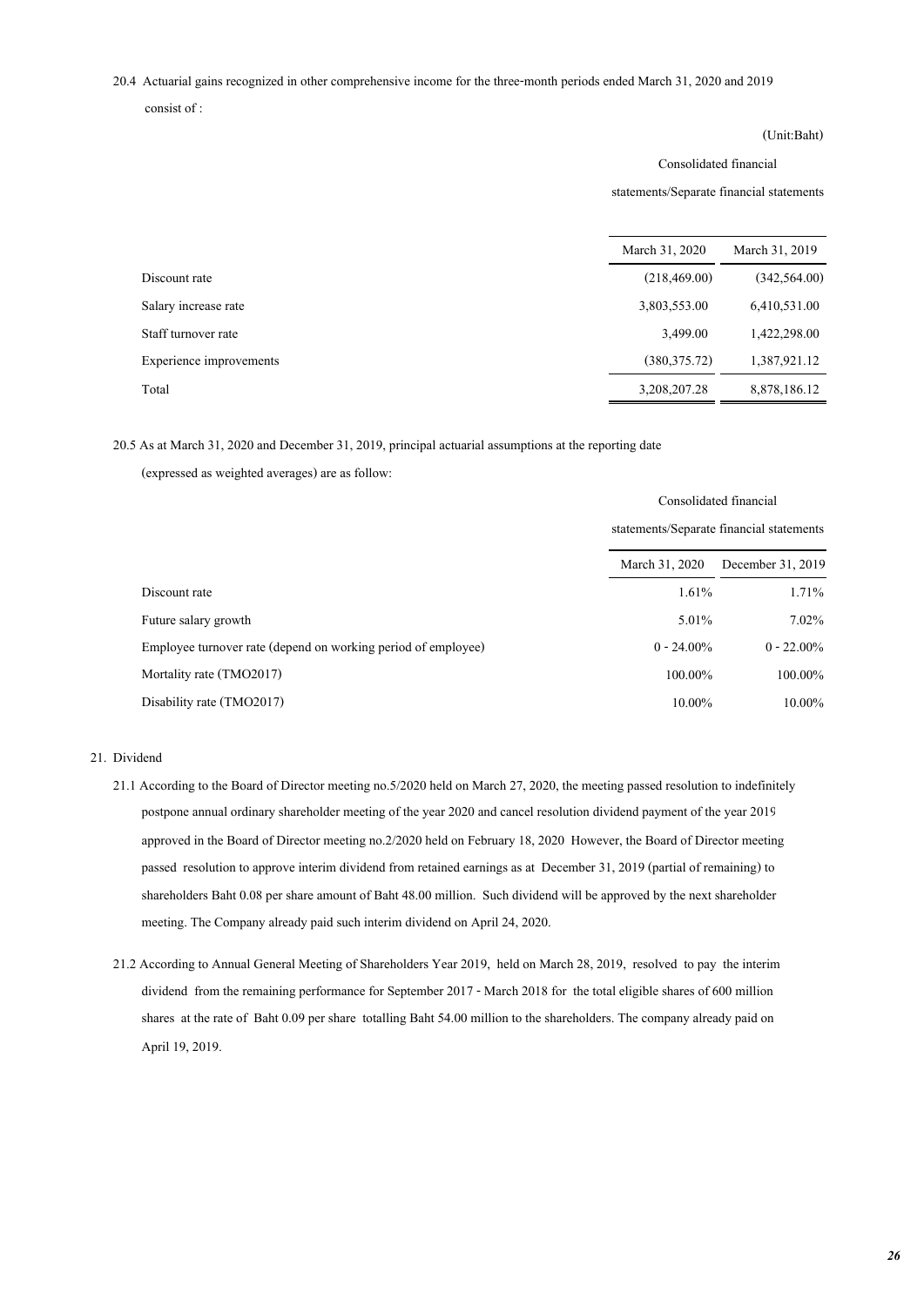20.4 Actuarial gains recognized in other comprehensive income for the three-month periods ended March 31, 2020 and 2019 consist of :

(Unit:Baht)

| | Consolidated financial statements/Separate financial statements | |
|---|---|---|
| | March 31, 2020 | March 31, 2019 |
| Discount rate | (218,469.00) | (342,564.00) |
| Salary increase rate | 3,803,553.00 | 6,410,531.00 |
| Staff turnover rate | 3,499.00 | 1,422,298.00 |
| Experience improvements | (380,375.72) | 1,387,921.12 |
| Total | 3,208,207.28 | 8,878,186.12 |

20.5 As at March 31, 2020 and December 31, 2019, principal actuarial assumptions at the reporting date (expressed as weighted averages) are as follow:

| | Consolidated financial statements/Separate financial statements | |
|---|---|---|
| | March 31, 2020 | December 31, 2019 |
| Discount rate | 1.61% | 1.71% |
| Future salary growth | 5.01% | 7.02% |
| Employee turnover rate (depend on working period of employee) | 0 - 24.00% | 0 - 22.00% |
| Mortality rate (TMO2017) | 100.00% | 100.00% |
| Disability rate (TMO2017) | 10.00% | 10.00% |

21. Dividend

21.1 According to the Board of Director meeting no.5/2020 held on March 27, 2020, the meeting passed resolution to indefinitely postpone annual ordinary shareholder meeting of the year 2020 and cancel resolution dividend payment of the year 2019 approved in the Board of Director meeting no.2/2020 held on February 18, 2020 However, the Board of Director meeting passed resolution to approve interim dividend from retained earnings as at December 31, 2019 (partial of remaining) to shareholders Baht 0.08 per share amount of Baht 48.00 million. Such dividend will be approved by the next shareholder meeting. The Company already paid such interim dividend on April 24, 2020.

21.2 According to Annual General Meeting of Shareholders Year 2019, held on March 28, 2019, resolved to pay the interim dividend from the remaining performance for September 2017 - March 2018 for the total eligible shares of 600 million shares at the rate of Baht 0.09 per share totalling Baht 54.00 million to the shareholders. The company already paid on April 19, 2019.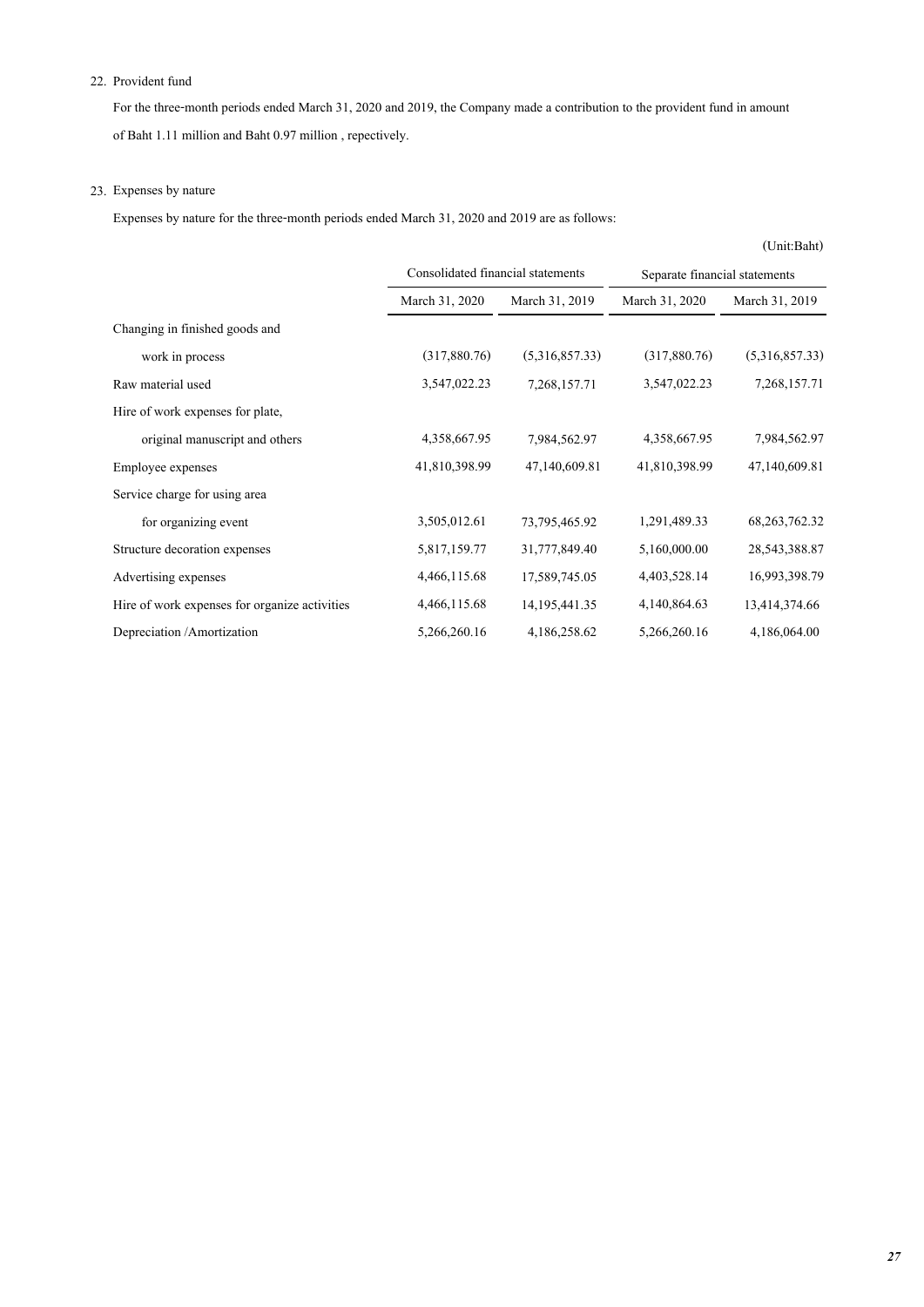22. Provident fund

For the three-month periods ended March 31, 2020 and 2019, the Company made a contribution to the provident fund in amount of Baht 1.11 million and Baht 0.97 million , repectively.

23. Expenses by nature

Expenses by nature for the three-month periods ended March 31, 2020 and 2019 are as follows:

(Unit:Baht)

| | Consolidated financial statements | | Separate financial statements | |
|---|---|---|---|---|
| | March 31, 2020 | March 31, 2019 | March 31, 2020 | March 31, 2019 |
| Changing in finished goods and work in process | (317,880.76) | (5,316,857.33) | (317,880.76) | (5,316,857.33) |
| Raw material used | 3,547,022.23 | 7,268,157.71 | 3,547,022.23 | 7,268,157.71 |
| Hire of work expenses for plate, original manuscript and others | 4,358,667.95 | 7,984,562.97 | 4,358,667.95 | 7,984,562.97 |
| Employee expenses | 41,810,398.99 | 47,140,609.81 | 41,810,398.99 | 47,140,609.81 |
| Service charge for using area for organizing event | 3,505,012.61 | 73,795,465.92 | 1,291,489.33 | 68,263,762.32 |
| Structure decoration expenses | 5,817,159.77 | 31,777,849.40 | 5,160,000.00 | 28,543,388.87 |
| Advertising expenses | 4,466,115.68 | 17,589,745.05 | 4,403,528.14 | 16,993,398.79 |
| Hire of work expenses for organize activities | 4,466,115.68 | 14,195,441.35 | 4,140,864.63 | 13,414,374.66 |
| Depreciation /Amortization | 5,266,260.16 | 4,186,258.62 | 5,266,260.16 | 4,186,064.00 |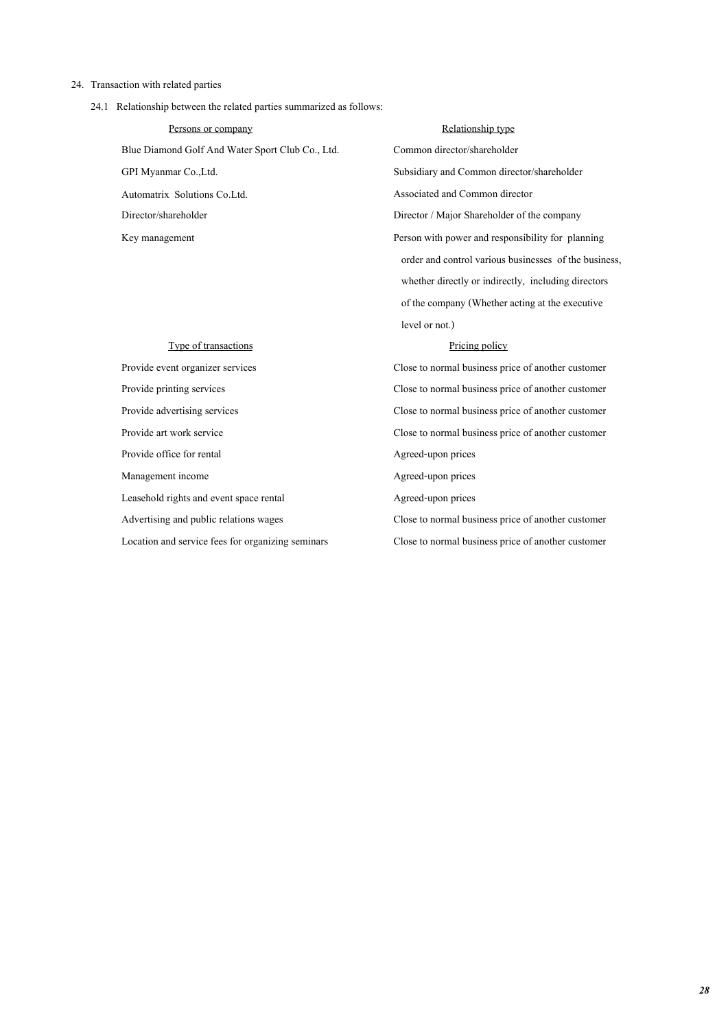24. Transaction with related parties

24.1 Relationship between the related parties summarized as follows:

| Persons or company | Relationship type |
|---|---|
| Blue Diamond Golf And Water Sport Club Co., Ltd. | Common director/shareholder |
| GPI Myanmar Co.,Ltd. | Subsidiary and Common director/shareholder |
| Automatrix Solutions Co.Ltd. | Associated and Common director |
| Director/shareholder | Director / Major Shareholder of the company |
| Key management | Person with power and responsibility for planning order and control various businesses of the business, whether directly or indirectly, including directors of the company (Whether acting at the executive level or not.) |

| Type of transactions | Pricing policy |
|---|---|
| Provide event organizer services | Close to normal business price of another customer |
| Provide printing services | Close to normal business price of another customer |
| Provide advertising services | Close to normal business price of another customer |
| Provide art work service | Close to normal business price of another customer |
| Provide office for rental | Agreed-upon prices |
| Management income | Agreed-upon prices |
| Leasehold rights and event space rental | Agreed-upon prices |
| Advertising and public relations wages | Close to normal business price of another customer |
| Location and service fees for organizing seminars | Close to normal business price of another customer |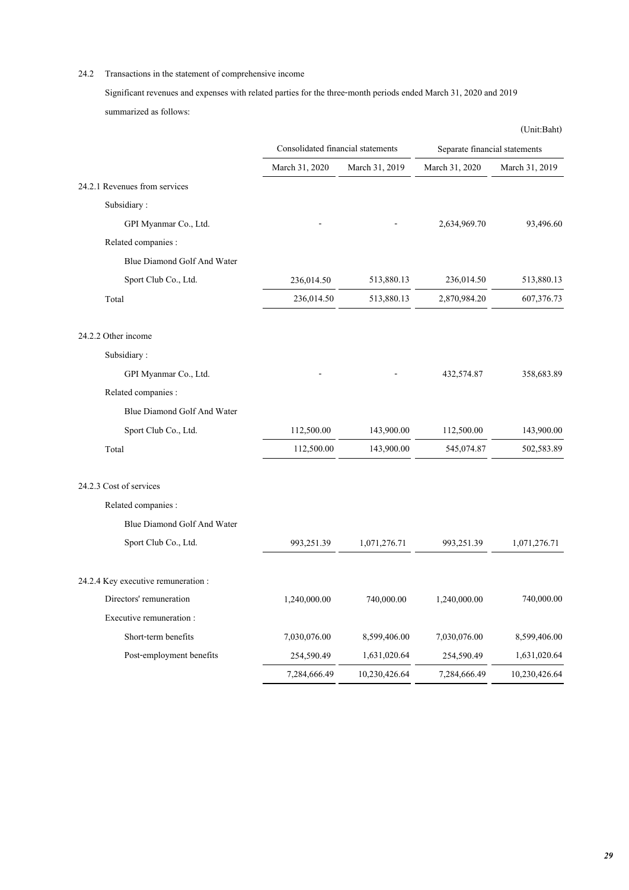24.2 Transactions in the statement of comprehensive income

Significant revenues and expenses with related parties for the three-month periods ended March 31, 2020 and 2019 summarized as follows:

(Unit:Baht)

| | Consolidated financial statements | | Separate financial statements | |
|---|---|---|---|---|
| | March 31, 2020 | March 31, 2019 | March 31, 2020 | March 31, 2019 |
| 24.2.1 Revenues from services | | | | |
| Subsidiary : | | | | |
| GPI Myanmar Co., Ltd. | - | - | 2,634,969.70 | 93,496.60 |
| Related companies : | | | | |
| Blue Diamond Golf And Water Sport Club Co., Ltd. | 236,014.50 | 513,880.13 | 236,014.50 | 513,880.13 |
| Total | 236,014.50 | 513,880.13 | 2,870,984.20 | 607,376.73 |
| 24.2.2 Other income | | | | |
| Subsidiary : | | | | |
| GPI Myanmar Co., Ltd. | - | - | 432,574.87 | 358,683.89 |
| Related companies : | | | | |
| Blue Diamond Golf And Water Sport Club Co., Ltd. | 112,500.00 | 143,900.00 | 112,500.00 | 143,900.00 |
| Total | 112,500.00 | 143,900.00 | 545,074.87 | 502,583.89 |
| 24.2.3 Cost of services | | | | |
| Related companies : | | | | |
| Blue Diamond Golf And Water Sport Club Co., Ltd. | 993,251.39 | 1,071,276.71 | 993,251.39 | 1,071,276.71 |
| 24.2.4 Key executive remuneration : | | | | |
| Directors' remuneration | 1,240,000.00 | 740,000.00 | 1,240,000.00 | 740,000.00 |
| Executive remuneration : | | | | |
| Short-term benefits | 7,030,076.00 | 8,599,406.00 | 7,030,076.00 | 8,599,406.00 |
| Post-employment benefits | 254,590.49 | 1,631,020.64 | 254,590.49 | 1,631,020.64 |
| | 7,284,666.49 | 10,230,426.64 | 7,284,666.49 | 10,230,426.64 |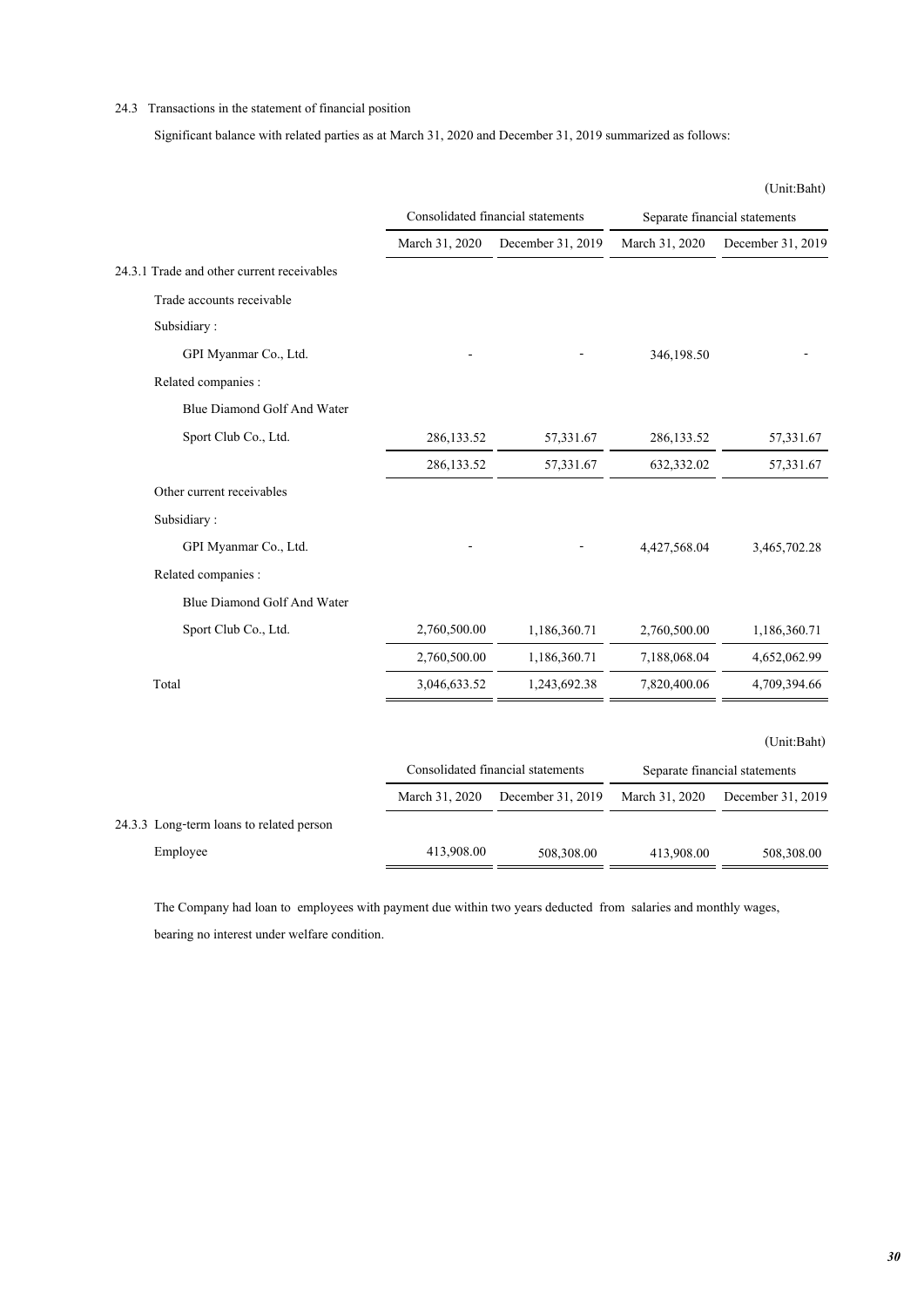24.3 Transactions in the statement of financial position

Significant balance with related parties as at March 31, 2020 and December 31, 2019 summarized as follows:

(Unit:Baht)

| | Consolidated financial statements | | Separate financial statements | |
|---|---|---|---|---|
| | March 31, 2020 | December 31, 2019 | March 31, 2020 | December 31, 2019 |
| 24.3.1 Trade and other current receivables | | | | |
| Trade accounts receivable | | | | |
| Subsidiary : | | | | |
| GPI Myanmar Co., Ltd. | - | - | 346,198.50 | - |
| Related companies : | | | | |
| Blue Diamond Golf And Water Sport Club Co., Ltd. | 286,133.52 | 57,331.67 | 286,133.52 | 57,331.67 |
| | 286,133.52 | 57,331.67 | 632,332.02 | 57,331.67 |
| Other current receivables | | | | |
| Subsidiary : | | | | |
| GPI Myanmar Co., Ltd. | - | - | 4,427,568.04 | 3,465,702.28 |
| Related companies : | | | | |
| Blue Diamond Golf And Water Sport Club Co., Ltd. | 2,760,500.00 | 1,186,360.71 | 2,760,500.00 | 1,186,360.71 |
| | 2,760,500.00 | 1,186,360.71 | 7,188,068.04 | 4,652,062.99 |
| Total | 3,046,633.52 | 1,243,692.38 | 7,820,400.06 | 4,709,394.66 |

(Unit:Baht)

| | Consolidated financial statements | | Separate financial statements | |
|---|---|---|---|---|
| | March 31, 2020 | December 31, 2019 | March 31, 2020 | December 31, 2019 |
| 24.3.3 Long-term loans to related person | | | | |
| Employee | 413,908.00 | 508,308.00 | 413,908.00 | 508,308.00 |

The Company had loan to employees with payment due within two years deducted from salaries and monthly wages, bearing no interest under welfare condition.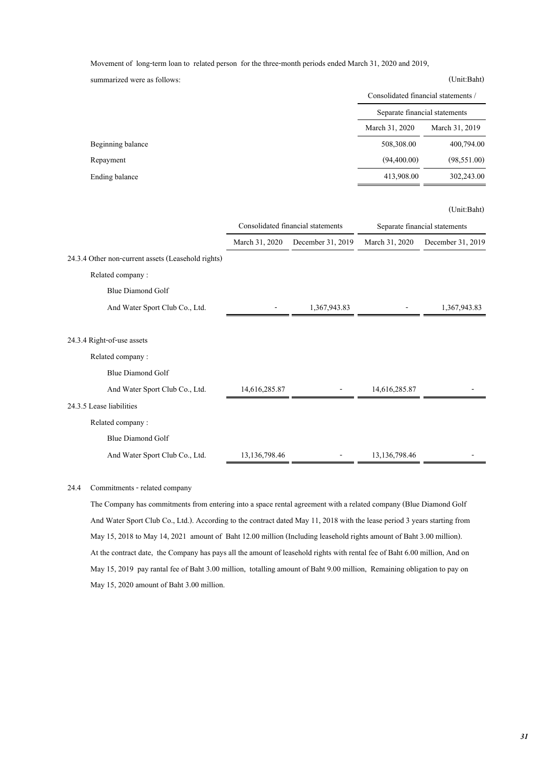Movement of long-term loan to related person for the three-month periods ended March 31, 2020 and 2019, summarized were as follows:

(Unit:Baht)

| | Consolidated financial statements / Separate financial statements | |
|---|---|---|
| | March 31, 2020 | March 31, 2019 |
| Beginning balance | 508,308.00 | 400,794.00 |
| Repayment | (94,400.00) | (98,551.00) |
| Ending balance | 413,908.00 | 302,243.00 |

(Unit:Baht)

| | Consolidated financial statements | | Separate financial statements | |
|---|---|---|---|---|
| | March 31, 2020 | December 31, 2019 | March 31, 2020 | December 31, 2019 |
| 24.3.4 Other non-current assets (Leasehold rights) | | | | |
| Related company : | | | | |
| Blue Diamond Golf | | | | |
| And Water Sport Club Co., Ltd. | - | 1,367,943.83 | - | 1,367,943.83 |
| 24.3.4 Right-of-use assets | | | | |
| Related company : | | | | |
| Blue Diamond Golf | | | | |
| And Water Sport Club Co., Ltd. | 14,616,285.87 | - | 14,616,285.87 | - |
| 24.3.5 Lease liabilities | | | | |
| Related company : | | | | |
| Blue Diamond Golf | | | | |
| And Water Sport Club Co., Ltd. | 13,136,798.46 | - | 13,136,798.46 | - |

24.4 Commitments - related company

The Company has commitments from entering into a space rental agreement with a related company (Blue Diamond Golf And Water Sport Club Co., Ltd.). According to the contract dated May 11, 2018 with the lease period 3 years starting from May 15, 2018 to May 14, 2021 amount of Baht 12.00 million (Including leasehold rights amount of Baht 3.00 million). At the contract date, the Company has pays all the amount of leasehold rights with rental fee of Baht 6.00 million, And on May 15, 2019 pay rental fee of Baht 3.00 million, totalling amount of Baht 9.00 million, Remaining obligation to pay on May 15, 2020 amount of Baht 3.00 million.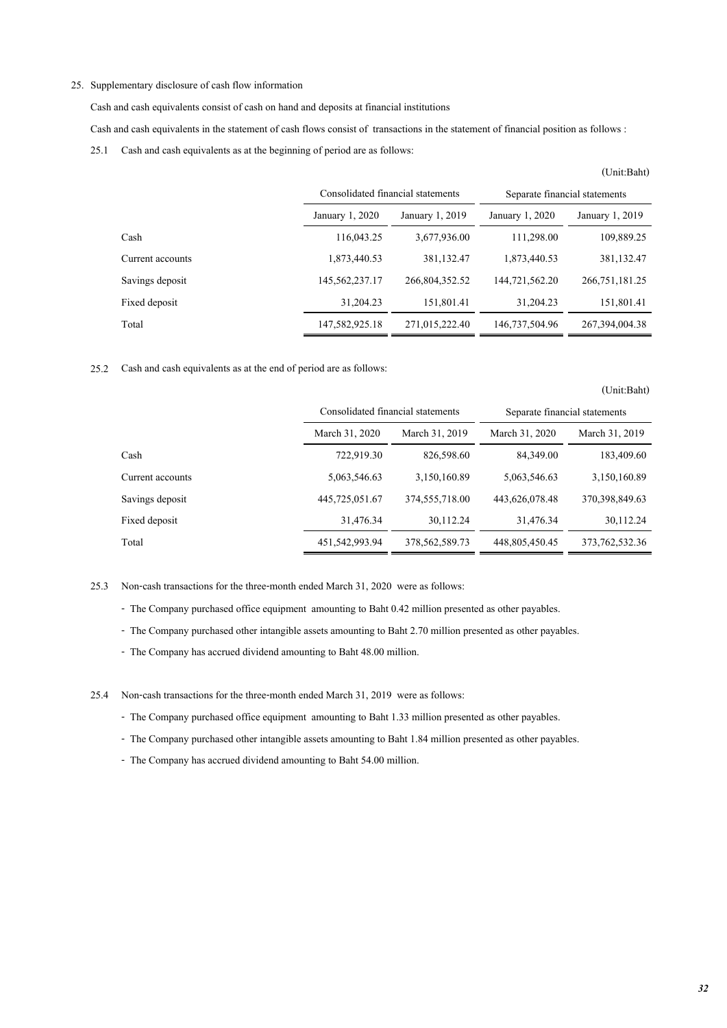25. Supplementary disclosure of cash flow information

Cash and cash equivalents consist of cash on hand and deposits at financial institutions

Cash and cash equivalents in the statement of cash flows consist of transactions in the statement of financial position as follows :

25.1 Cash and cash equivalents as at the beginning of period are as follows:

(Unit:Baht)

| | Consolidated financial statements | | Separate financial statements | |
|---|---|---|---|---|
| | January 1, 2020 | January 1, 2019 | January 1, 2020 | January 1, 2019 |
| Cash | 116,043.25 | 3,677,936.00 | 111,298.00 | 109,889.25 |
| Current accounts | 1,873,440.53 | 381,132.47 | 1,873,440.53 | 381,132.47 |
| Savings deposit | 145,562,237.17 | 266,804,352.52 | 144,721,562.20 | 266,751,181.25 |
| Fixed deposit | 31,204.23 | 151,801.41 | 31,204.23 | 151,801.41 |
| Total | 147,582,925.18 | 271,015,222.40 | 146,737,504.96 | 267,394,004.38 |

25.2 Cash and cash equivalents as at the end of period are as follows:

(Unit:Baht)

| | Consolidated financial statements | | Separate financial statements | |
|---|---|---|---|---|
| | March 31, 2020 | March 31, 2019 | March 31, 2020 | March 31, 2019 |
| Cash | 722,919.30 | 826,598.60 | 84,349.00 | 183,409.60 |
| Current accounts | 5,063,546.63 | 3,150,160.89 | 5,063,546.63 | 3,150,160.89 |
| Savings deposit | 445,725,051.67 | 374,555,718.00 | 443,626,078.48 | 370,398,849.63 |
| Fixed deposit | 31,476.34 | 30,112.24 | 31,476.34 | 30,112.24 |
| Total | 451,542,993.94 | 378,562,589.73 | 448,805,450.45 | 373,762,532.36 |

25.3 Non-cash transactions for the three-month ended March 31, 2020 were as follows:

- The Company purchased office equipment amounting to Baht 0.42 million presented as other payables.
- The Company purchased other intangible assets amounting to Baht 2.70 million presented as other payables.
- The Company has accrued dividend amounting to Baht 48.00 million.

25.4 Non-cash transactions for the three-month ended March 31, 2019 were as follows:

- The Company purchased office equipment amounting to Baht 1.33 million presented as other payables.
- The Company purchased other intangible assets amounting to Baht 1.84 million presented as other payables.
- The Company has accrued dividend amounting to Baht 54.00 million.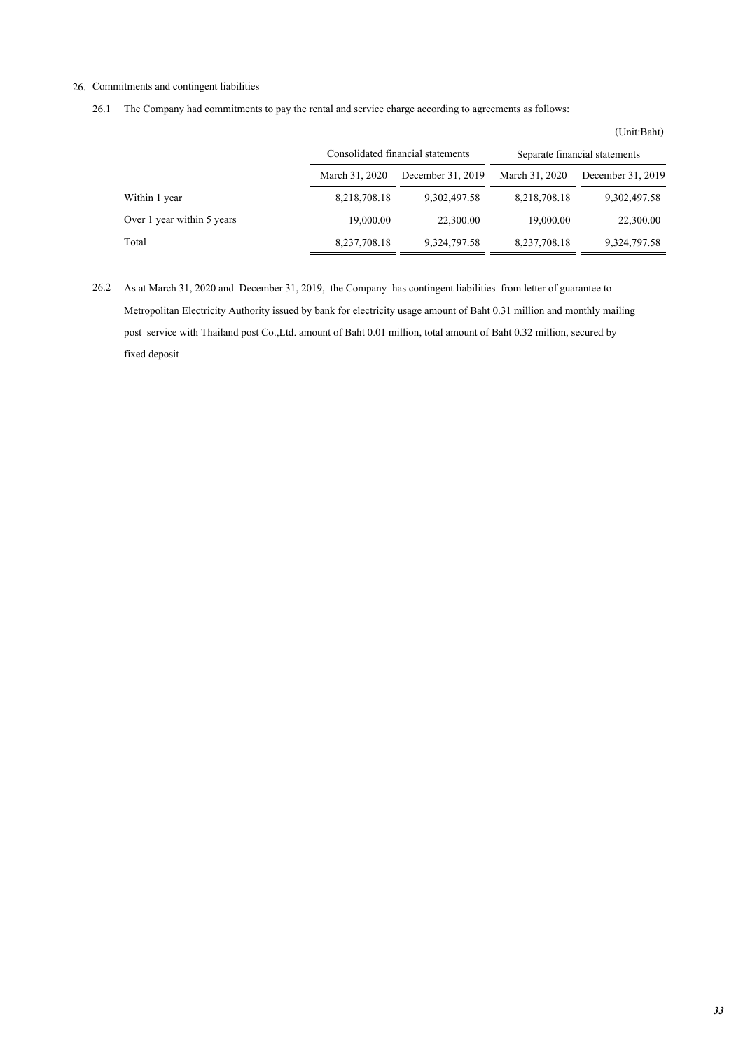## 26. Commitments and contingent liabilities

26.1 The Company had commitments to pay the rental and service charge according to agreements as follows:

(Unit:Baht)

| | Consolidated financial statements | | Separate financial statements | |
|---|---|---|---|---|
| | March 31, 2020 | December 31, 2019 | March 31, 2020 | December 31, 2019 |
| Within 1 year | 8,218,708.18 | 9,302,497.58 | 8,218,708.18 | 9,302,497.58 |
| Over 1 year within 5 years | 19,000.00 | 22,300.00 | 19,000.00 | 22,300.00 |
| Total | 8,237,708.18 | 9,324,797.58 | 8,237,708.18 | 9,324,797.58 |

26.2 As at March 31, 2020 and December 31, 2019, the Company has contingent liabilities from letter of guarantee to Metropolitan Electricity Authority issued by bank for electricity usage amount of Baht 0.31 million and monthly mailing post service with Thailand post Co.,Ltd. amount of Baht 0.01 million, total amount of Baht 0.32 million, secured by fixed deposit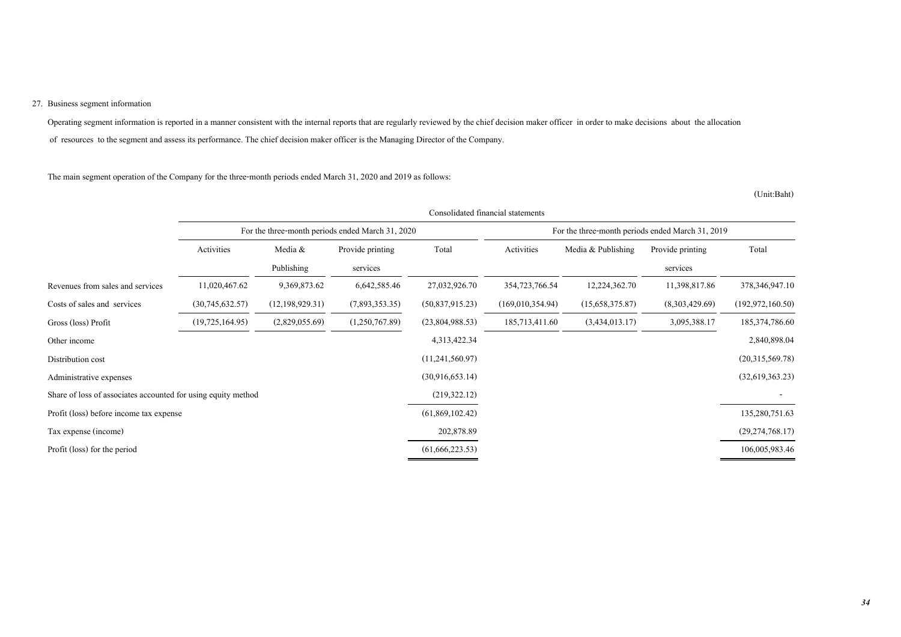27. Business segment information

Operating segment information is reported in a manner consistent with the internal reports that are regularly reviewed by the chief decision maker officer in order to make decisions about the allocation of resources to the segment and assess its performance. The chief decision maker officer is the Managing Director of the Company.

The main segment operation of the Company for the three-month periods ended March 31, 2020 and 2019 as follows:

(Unit:Baht)

| | Consolidated financial statements | | | | | | | |
|---|---|---|---|---|---|---|---|---|
| | For the three-month periods ended March 31, 2020 | | | | For the three-month periods ended March 31, 2019 | | | |
| | Activities | Media & Publishing | Provide printing services | Total | Activities | Media & Publishing | Provide printing services | Total |
| Revenues from sales and services | 11,020,467.62 | 9,369,873.62 | 6,642,585.46 | 27,032,926.70 | 354,723,766.54 | 12,224,362.70 | 11,398,817.86 | 378,346,947.10 |
| Costs of sales and services | (30,745,632.57) | (12,198,929.31) | (7,893,353.35) | (50,837,915.23) | (169,010,354.94) | (15,658,375.87) | (8,303,429.69) | (192,972,160.50) |
| Gross (loss) Profit | (19,725,164.95) | (2,829,055.69) | (1,250,767.89) | (23,804,988.53) | 185,713,411.60 | (3,434,013.17) | 3,095,388.17 | 185,374,786.60 |
| Other income | | | | 4,313,422.34 | | | | 2,840,898.04 |
| Distribution cost | | | | (11,241,560.97) | | | | (20,315,569.78) |
| Administrative expenses | | | | (30,916,653.14) | | | | (32,619,363.23) |
| Share of loss of associates accounted for using equity method | | | | (219,322.12) | | | | - |
| Profit (loss) before income tax expense | | | | (61,869,102.42) | | | | 135,280,751.63 |
| Tax expense (income) | | | | 202,878.89 | | | | (29,274,768.17) |
| Profit (loss) for the period | | | | (61,666,223.53) | | | | 106,005,983.46 |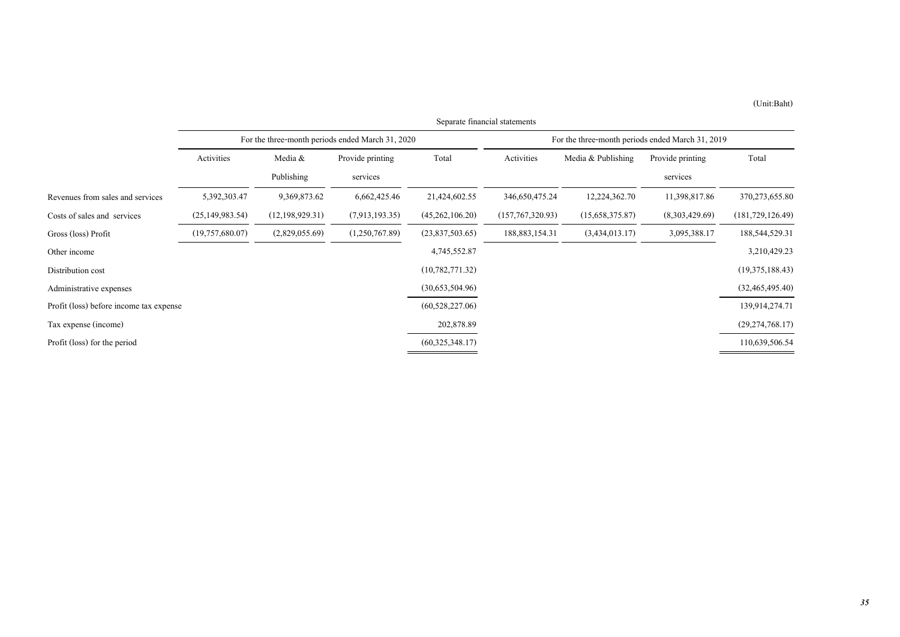(Unit:Baht)

| | Separate financial statements | | | | | | | |
|---|---|---|---|---|---|---|---|---|
| | For the three-month periods ended March 31, 2020 | | | | For the three-month periods ended March 31, 2019 | | | |
| | Activities | Media & Publishing | Provide printing services | Total | Activities | Media & Publishing | Provide printing services | Total |
| Revenues from sales and services | 5,392,303.47 | 9,369,873.62 | 6,662,425.46 | 21,424,602.55 | 346,650,475.24 | 12,224,362.70 | 11,398,817.86 | 370,273,655.80 |
| Costs of sales and services | (25,149,983.54) | (12,198,929.31) | (7,913,193.35) | (45,262,106.20) | (157,767,320.93) | (15,658,375.87) | (8,303,429.69) | (181,729,126.49) |
| Gross (loss) Profit | (19,757,680.07) | (2,829,055.69) | (1,250,767.89) | (23,837,503.65) | 188,883,154.31 | (3,434,013.17) | 3,095,388.17 | 188,544,529.31 |
| Other income | | | | 4,745,552.87 | | | | 3,210,429.23 |
| Distribution cost | | | | (10,782,771.32) | | | | (19,375,188.43) |
| Administrative expenses | | | | (30,653,504.96) | | | | (32,465,495.40) |
| Profit (loss) before income tax expense | | | | (60,528,227.06) | | | | 139,914,274.71 |
| Tax expense (income) | | | | 202,878.89 | | | | (29,274,768.17) |
| Profit (loss) for the period | | | | (60,325,348.17) | | | | 110,639,506.54 |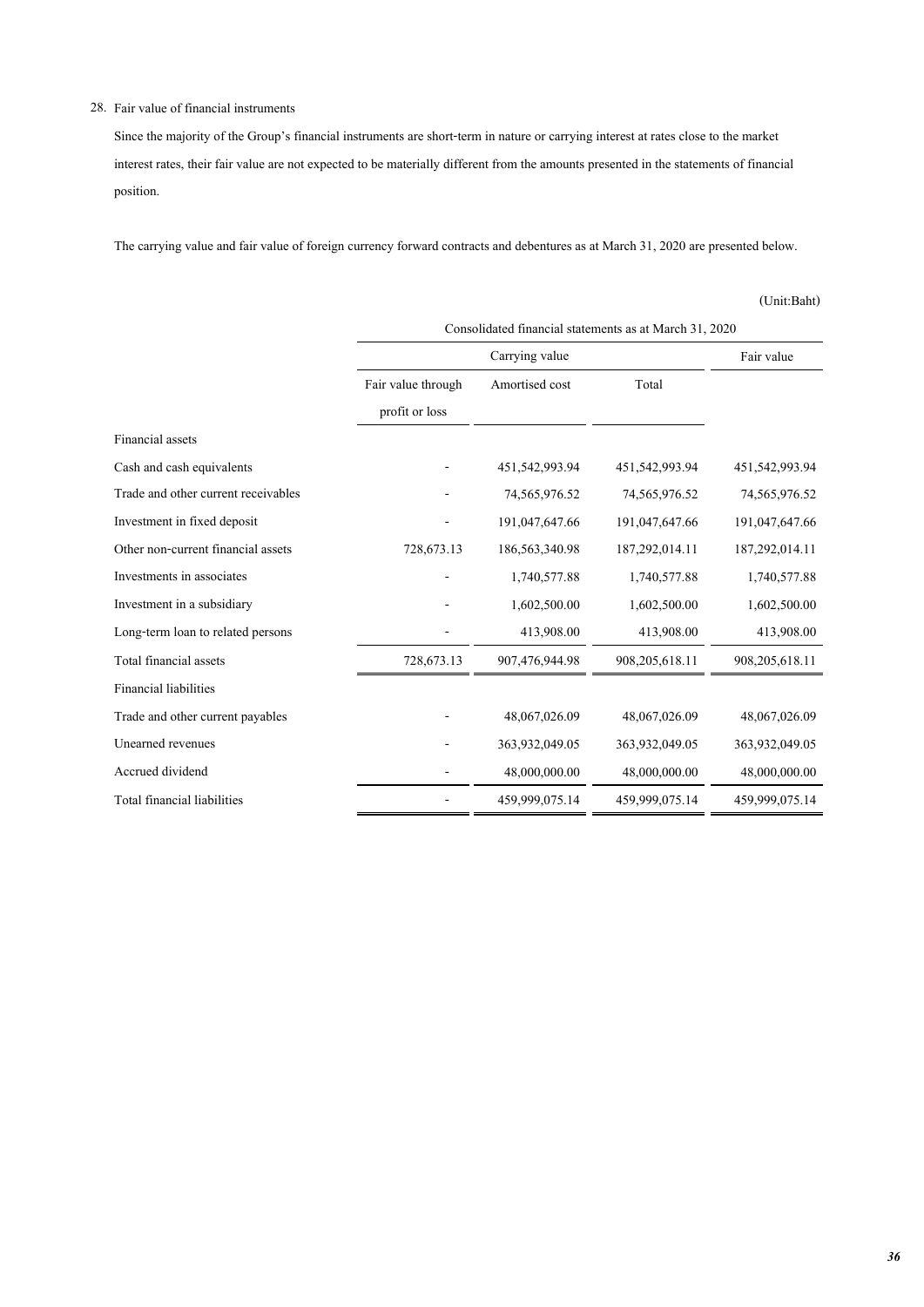28. Fair value of financial instruments

Since the majority of the Group's financial instruments are short-term in nature or carrying interest at rates close to the market interest rates, their fair value are not expected to be materially different from the amounts presented in the statements of financial position.

The carrying value and fair value of foreign currency forward contracts and debentures as at March 31, 2020 are presented below.

(Unit:Baht)

| | Consolidated financial statements as at March 31, 2020 | | | |
|---|---|---|---|---|
| | Carrying value | | | Fair value |
| | Fair value through profit or loss | Amortised cost | Total | |
| Financial assets | | | | |
| Cash and cash equivalents | - | 451,542,993.94 | 451,542,993.94 | 451,542,993.94 |
| Trade and other current receivables | - | 74,565,976.52 | 74,565,976.52 | 74,565,976.52 |
| Investment in fixed deposit | - | 191,047,647.66 | 191,047,647.66 | 191,047,647.66 |
| Other non-current financial assets | 728,673.13 | 186,563,340.98 | 187,292,014.11 | 187,292,014.11 |
| Investments in associates | - | 1,740,577.88 | 1,740,577.88 | 1,740,577.88 |
| Investment in a subsidiary | - | 1,602,500.00 | 1,602,500.00 | 1,602,500.00 |
| Long-term loan to related persons | - | 413,908.00 | 413,908.00 | 413,908.00 |
| Total financial assets | 728,673.13 | 907,476,944.98 | 908,205,618.11 | 908,205,618.11 |
| Financial liabilities | | | | |
| Trade and other current payables | - | 48,067,026.09 | 48,067,026.09 | 48,067,026.09 |
| Unearned revenues | - | 363,932,049.05 | 363,932,049.05 | 363,932,049.05 |
| Accrued dividend | - | 48,000,000.00 | 48,000,000.00 | 48,000,000.00 |
| Total financial liabilities | - | 459,999,075.14 | 459,999,075.14 | 459,999,075.14 |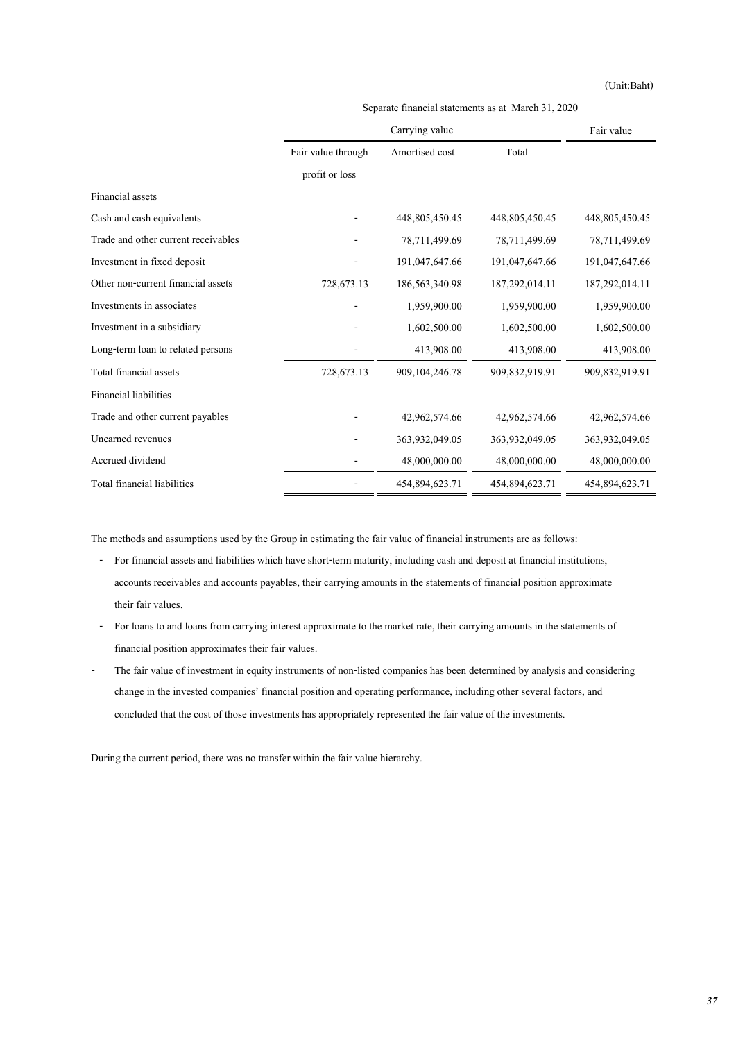(Unit:Baht)

| | Separate financial statements as at March 31, 2020 | | | |
|---|---|---|---|---|
| | Carrying value | | | Fair value |
| | Fair value through profit or loss | Amortised cost | Total | |
| Financial assets | | | | |
| Cash and cash equivalents | - | 448,805,450.45 | 448,805,450.45 | 448,805,450.45 |
| Trade and other current receivables | - | 78,711,499.69 | 78,711,499.69 | 78,711,499.69 |
| Investment in fixed deposit | - | 191,047,647.66 | 191,047,647.66 | 191,047,647.66 |
| Other non-current financial assets | 728,673.13 | 186,563,340.98 | 187,292,014.11 | 187,292,014.11 |
| Investments in associates | - | 1,959,900.00 | 1,959,900.00 | 1,959,900.00 |
| Investment in a subsidiary | - | 1,602,500.00 | 1,602,500.00 | 1,602,500.00 |
| Long-term loan to related persons | - | 413,908.00 | 413,908.00 | 413,908.00 |
| Total financial assets | 728,673.13 | 909,104,246.78 | 909,832,919.91 | 909,832,919.91 |
| Financial liabilities | | | | |
| Trade and other current payables | - | 42,962,574.66 | 42,962,574.66 | 42,962,574.66 |
| Unearned revenues | - | 363,932,049.05 | 363,932,049.05 | 363,932,049.05 |
| Accrued dividend | - | 48,000,000.00 | 48,000,000.00 | 48,000,000.00 |
| Total financial liabilities | - | 454,894,623.71 | 454,894,623.71 | 454,894,623.71 |

The methods and assumptions used by the Group in estimating the fair value of financial instruments are as follows:

- For financial assets and liabilities which have short-term maturity, including cash and deposit at financial institutions, accounts receivables and accounts payables, their carrying amounts in the statements of financial position approximate their fair values.
- For loans to and loans from carrying interest approximate to the market rate, their carrying amounts in the statements of financial position approximates their fair values.
- The fair value of investment in equity instruments of non-listed companies has been determined by analysis and considering change in the invested companies' financial position and operating performance, including other several factors, and concluded that the cost of those investments has appropriately represented the fair value of the investments.

During the current period, there was no transfer within the fair value hierarchy.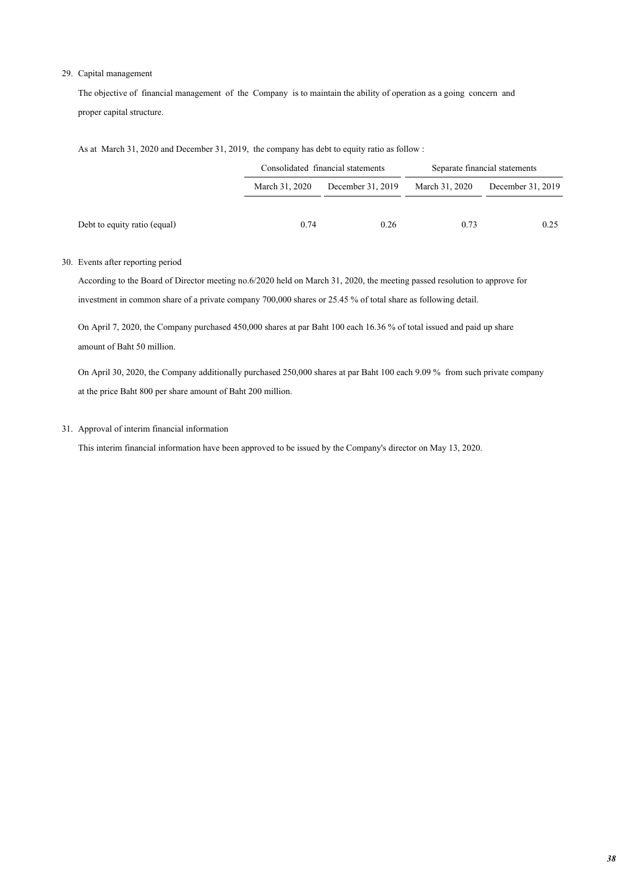29. Capital management

The objective of financial management of the Company is to maintain the ability of operation as a going concern and proper capital structure.

As at March 31, 2020 and December 31, 2019, the company has debt to equity ratio as follow :

| | Consolidated financial statements | | Separate financial statements | |
|---|---|---|---|---|
| | March 31, 2020 | December 31, 2019 | March 31, 2020 | December 31, 2019 |
| Debt to equity ratio (equal) | 0.74 | 0.26 | 0.73 | 0.25 |

30. Events after reporting period

According to the Board of Director meeting no.6/2020 held on March 31, 2020, the meeting passed resolution to approve for investment in common share of a private company 700,000 shares or 25.45 % of total share as following detail.

On April 7, 2020, the Company purchased 450,000 shares at par Baht 100 each 16.36 % of total issued and paid up share amount of Baht 50 million.

On April 30, 2020, the Company additionally purchased 250,000 shares at par Baht 100 each 9.09 % from such private company at the price Baht 800 per share amount of Baht 200 million.

31. Approval of interim financial information

This interim financial information have been approved to be issued by the Company's director on May 13, 2020.